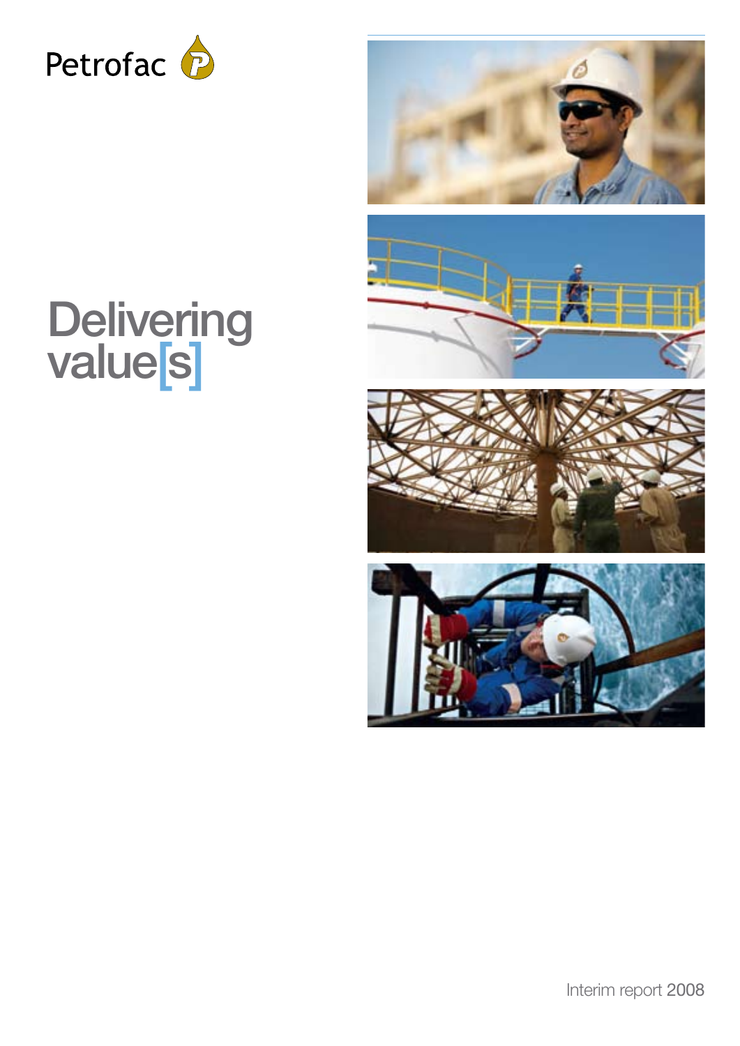Petrofac

# Delivering value[s]

Interim report 2008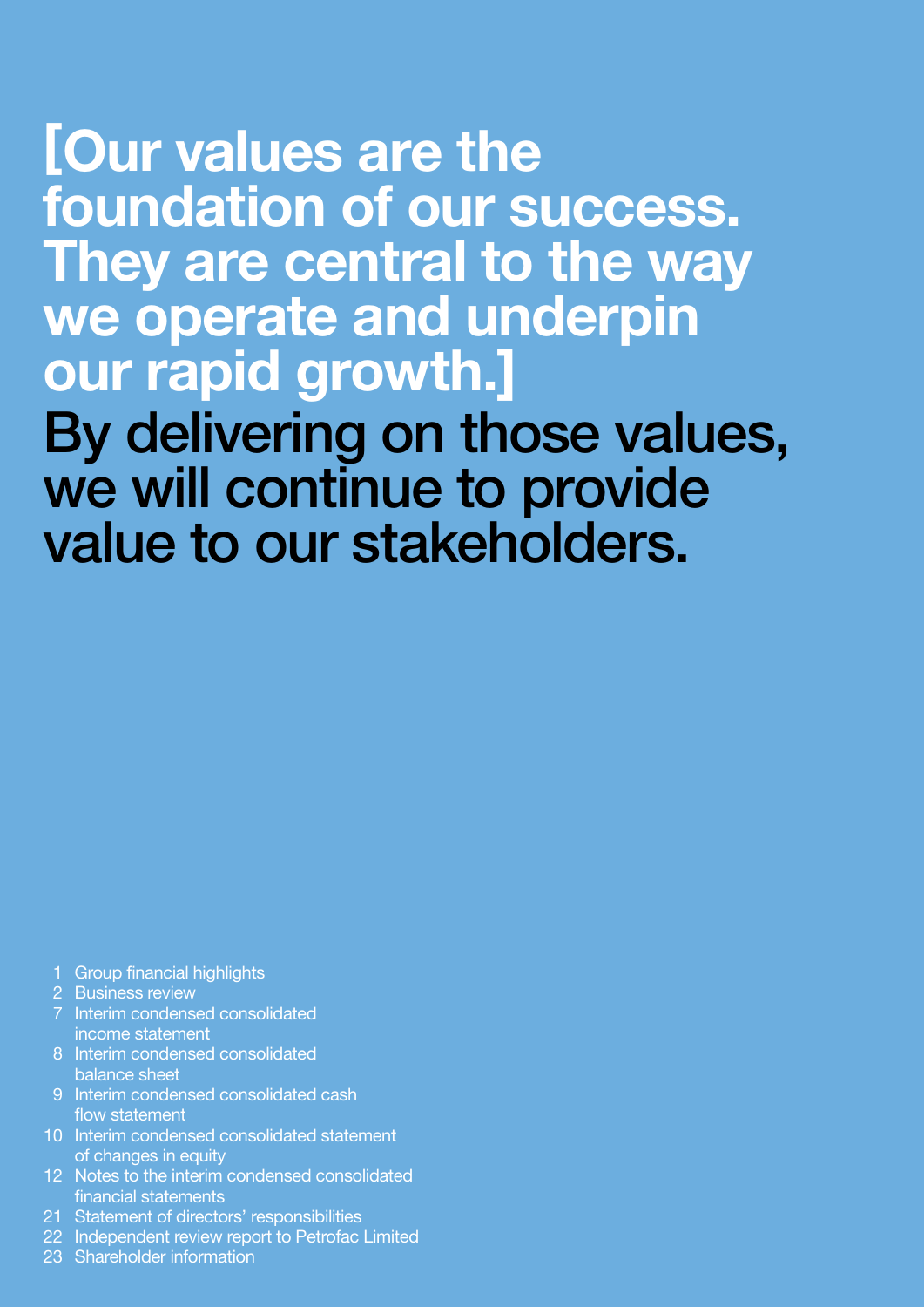# [Our values are the foundation of our success. They are central to the way we operate and underpin our rapid growth.]

## By delivering on those values, we will continue to provide value to our stakeholders.

1 Group financial highlights
2 Business review
7 Interim condensed consolidated income statement
8 Interim condensed consolidated balance sheet
9 Interim condensed consolidated cash flow statement
10 Interim condensed consolidated statement of changes in equity
12 Notes to the interim condensed consolidated financial statements
21 Statement of directors' responsibilities
22 Independent review report to Petrofac Limited
23 Shareholder information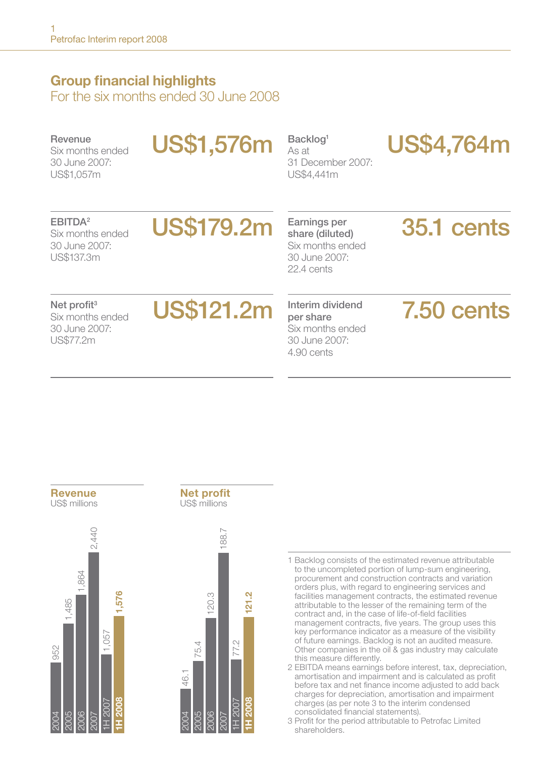## Group financial highlights

For the six months ended 30 June 2008

**Revenue** US$1,576m
Six months ended 30 June 2007: US$1,057m

**Backlog**[1] US$4,764m
As at 31 December 2007: US$4,441m

**EBITDA**[2] US$179.2m
Six months ended 30 June 2007: US$137.3m

**Earnings per share (diluted)** 35.1 cents
Six months ended 30 June 2007: 22.4 cents

**Net profit**[3] US$121.2m
Six months ended 30 June 2007: US$77.2m

**Interim dividend per share** 7.50 cents
Six months ended 30 June 2007: 4.90 cents

**Revenue**
US$ millions

| Period | Revenue |
|---|---|
| 2004 | 952 |
| 2005 | 1,485 |
| 2006 | 1,864 |
| 2007 | 2,440 |
| 1H 2007 | 1,057 |
| **1H 2008** | **1,576** |

**Net profit**
US$ millions

| Period | Net profit |
|---|---|
| 2004 | 46.1 |
| 2005 | 75.4 |
| 2006 | 120.3 |
| 2007 | 188.7 |
| 1H 2007 | 77.2 |
| **1H 2008** | **121.2** |

1 Backlog consists of the estimated revenue attributable to the uncompleted portion of lump-sum engineering, procurement and construction contracts and variation orders plus, with regard to engineering services and facilities management contracts, the estimated revenue attributable to the lesser of the remaining term of the contract and, in the case of life-of-field facilities management contracts, five years. The group uses this key performance indicator as a measure of the visibility of future earnings. Backlog is not an audited measure. Other companies in the oil & gas industry may calculate this measure differently.

2 EBITDA means earnings before interest, tax, depreciation, amortisation and impairment and is calculated as profit before tax and net finance income adjusted to add back charges for depreciation, amortisation and impairment charges (as per note 3 to the interim condensed consolidated financial statements).

3 Profit for the period attributable to Petrofac Limited shareholders.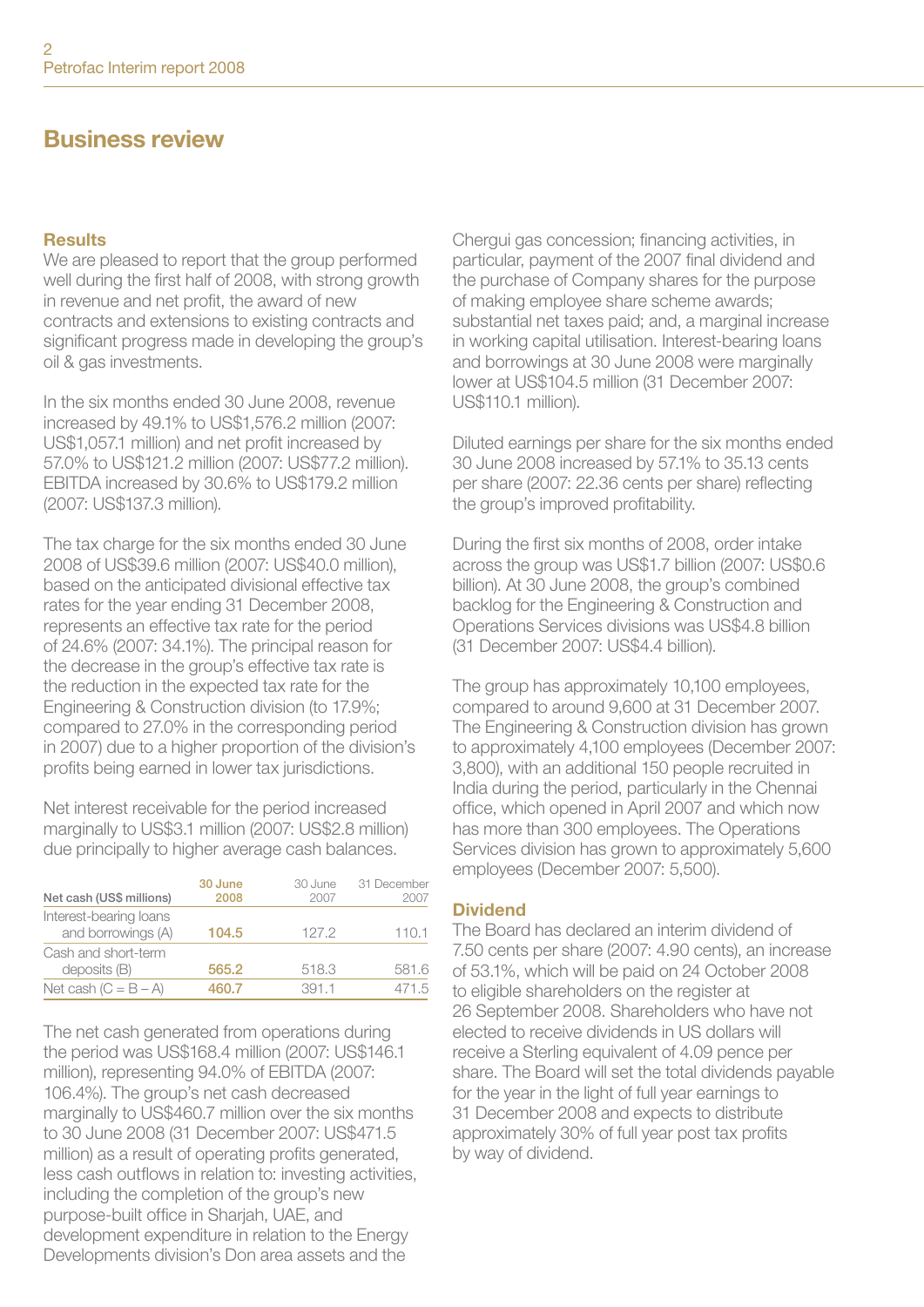## Business review

### Results

We are pleased to report that the group performed well during the first half of 2008, with strong growth in revenue and net profit, the award of new contracts and extensions to existing contracts and significant progress made in developing the group's oil & gas investments.

In the six months ended 30 June 2008, revenue increased by 49.1% to US$1,576.2 million (2007: US$1,057.1 million) and net profit increased by 57.0% to US$121.2 million (2007: US$77.2 million). EBITDA increased by 30.6% to US$179.2 million (2007: US$137.3 million).

The tax charge for the six months ended 30 June 2008 of US$39.6 million (2007: US$40.0 million), based on the anticipated divisional effective tax rates for the year ending 31 December 2008, represents an effective tax rate for the period of 24.6% (2007: 34.1%). The principal reason for the decrease in the group's effective tax rate is the reduction in the expected tax rate for the Engineering & Construction division (to 17.9%; compared to 27.0% in the corresponding period in 2007) due to a higher proportion of the division's profits being earned in lower tax jurisdictions.

Net interest receivable for the period increased marginally to US$3.1 million (2007: US$2.8 million) due principally to higher average cash balances.

| Net cash (US$ millions) | 30 June 2008 | 30 June 2007 | 31 December 2007 |
|---|---|---|---|
| Interest-bearing loans and borrowings (A) | **104.5** | 127.2 | 110.1 |
| Cash and short-term deposits (B) | **565.2** | 518.3 | 581.6 |
| Net cash (C = B – A) | **460.7** | 391.1 | 471.5 |

The net cash generated from operations during the period was US$168.4 million (2007: US$146.1 million), representing 94.0% of EBITDA (2007: 106.4%). The group's net cash decreased marginally to US$460.7 million over the six months to 30 June 2008 (31 December 2007: US$471.5 million) as a result of operating profits generated, less cash outflows in relation to: investing activities, including the completion of the group's new purpose-built office in Sharjah, UAE, and development expenditure in relation to the Energy Developments division's Don area assets and the Chergui gas concession; financing activities, in particular, payment of the 2007 final dividend and the purchase of Company shares for the purpose of making employee share scheme awards; substantial net taxes paid; and, a marginal increase in working capital utilisation. Interest-bearing loans and borrowings at 30 June 2008 were marginally lower at US$104.5 million (31 December 2007: US$110.1 million).

Diluted earnings per share for the six months ended 30 June 2008 increased by 57.1% to 35.13 cents per share (2007: 22.36 cents per share) reflecting the group's improved profitability.

During the first six months of 2008, order intake across the group was US$1.7 billion (2007: US$0.6 billion). At 30 June 2008, the group's combined backlog for the Engineering & Construction and Operations Services divisions was US$4.8 billion (31 December 2007: US$4.4 billion).

The group has approximately 10,100 employees, compared to around 9,600 at 31 December 2007. The Engineering & Construction division has grown to approximately 4,100 employees (December 2007: 3,800), with an additional 150 people recruited in India during the period, particularly in the Chennai office, which opened in April 2007 and which now has more than 300 employees. The Operations Services division has grown to approximately 5,600 employees (December 2007: 5,500).

### Dividend

The Board has declared an interim dividend of 7.50 cents per share (2007: 4.90 cents), an increase of 53.1%, which will be paid on 24 October 2008 to eligible shareholders on the register at 26 September 2008. Shareholders who have not elected to receive dividends in US dollars will receive a Sterling equivalent of 4.09 pence per share. The Board will set the total dividends payable for the year in the light of full year earnings to 31 December 2008 and expects to distribute approximately 30% of full year post tax profits by way of dividend.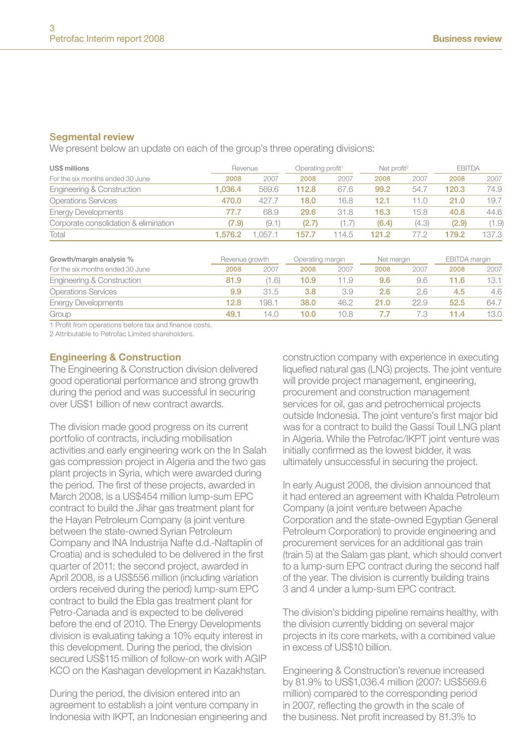## Segmental review

We present below an update on each of the group's three operating divisions:

| US$ millions | Revenue | | Operating profit[1] | | Net profit[2] | | EBITDA | |
|---|---|---|---|---|---|---|---|---|
| For the six months ended 30 June | **2008** | 2007 | **2008** | 2007 | **2008** | 2007 | **2008** | 2007 |
| Engineering & Construction | **1,036.4** | 569.6 | **112.8** | 67.6 | **99.2** | 54.7 | **120.3** | 74.9 |
| Operations Services | **470.0** | 427.7 | **18.0** | 16.8 | **12.1** | 11.0 | **21.0** | 19.7 |
| Energy Developments | **77.7** | 68.9 | **29.6** | 31.8 | **16.3** | 15.8 | **40.8** | 44.6 |
| Corporate consolidation & elimination | **(7.9)** | (9.1) | **(2.7)** | (1.7) | **(6.4)** | (4.3) | **(2.9)** | (1.9) |
| Total | **1,576.2** | 1,057.1 | **157.7** | 114.5 | **121.2** | 77.2 | **179.2** | 137.3 |

| Growth/margin analysis % | Revenue growth | | Operating margin | | Net margin | | EBITDA margin | |
|---|---|---|---|---|---|---|---|---|
| For the six months ended 30 June | **2008** | 2007 | **2008** | 2007 | **2008** | 2007 | **2008** | 2007 |
| Engineering & Construction | **81.9** | (1.6) | **10.9** | 11.9 | **9.6** | 9.6 | **11.6** | 13.1 |
| Operations Services | **9.9** | 31.5 | **3.8** | 3.9 | **2.6** | 2.6 | **4.5** | 4.6 |
| Energy Developments | **12.8** | 198.1 | **38.0** | 46.2 | **21.0** | 22.9 | **52.5** | 64.7 |
| Group | **49.1** | 14.0 | **10.0** | 10.8 | **7.7** | 7.3 | **11.4** | 13.0 |

1 Profit from operations before tax and finance costs.
2 Attributable to Petrofac Limited shareholders.

### Engineering & Construction

The Engineering & Construction division delivered good operational performance and strong growth during the period and was successful in securing over US$1 billion of new contract awards.

The division made good progress on its current portfolio of contracts, including mobilisation activities and early engineering work on the In Salah gas compression project in Algeria and the two gas plant projects in Syria, which were awarded during the period. The first of these projects, awarded in March 2008, is a US$454 million lump-sum EPC contract to build the Jihar gas treatment plant for the Hayan Petroleum Company (a joint venture between the state-owned Syrian Petroleum Company and INA Industrija Nafte d.d.-Naftaplin of Croatia) and is scheduled to be delivered in the first quarter of 2011; the second project, awarded in April 2008, is a US$556 million (including variation orders received during the period) lump-sum EPC contract to build the Ebla gas treatment plant for Petro-Canada and is expected to be delivered before the end of 2010. The Energy Developments division is evaluating taking a 10% equity interest in this development. During the period, the division secured US$115 million of follow-on work with AGIP KCO on the Kashagan development in Kazakhstan.

During the period, the division entered into an agreement to establish a joint venture company in Indonesia with IKPT, an Indonesian engineering and construction company with experience in executing liquefied natural gas (LNG) projects. The joint venture will provide project management, engineering, procurement and construction management services for oil, gas and petrochemical projects outside Indonesia. The joint venture's first major bid was for a contract to build the Gassi Touil LNG plant in Algeria. While the Petrofac/IKPT joint venture was initially confirmed as the lowest bidder, it was ultimately unsuccessful in securing the project.

In early August 2008, the division announced that it had entered an agreement with Khalda Petroleum Company (a joint venture between Apache Corporation and the state-owned Egyptian General Petroleum Corporation) to provide engineering and procurement services for an additional gas train (train 5) at the Salam gas plant, which should convert to a lump-sum EPC contract during the second half of the year. The division is currently building trains 3 and 4 under a lump-sum EPC contract.

The division's bidding pipeline remains healthy, with the division currently bidding on several major projects in its core markets, with a combined value in excess of US$10 billion.

Engineering & Construction's revenue increased by 81.9% to US$1,036.4 million (2007: US$569.6 million) compared to the corresponding period in 2007, reflecting the growth in the scale of the business. Net profit increased by 81.3% to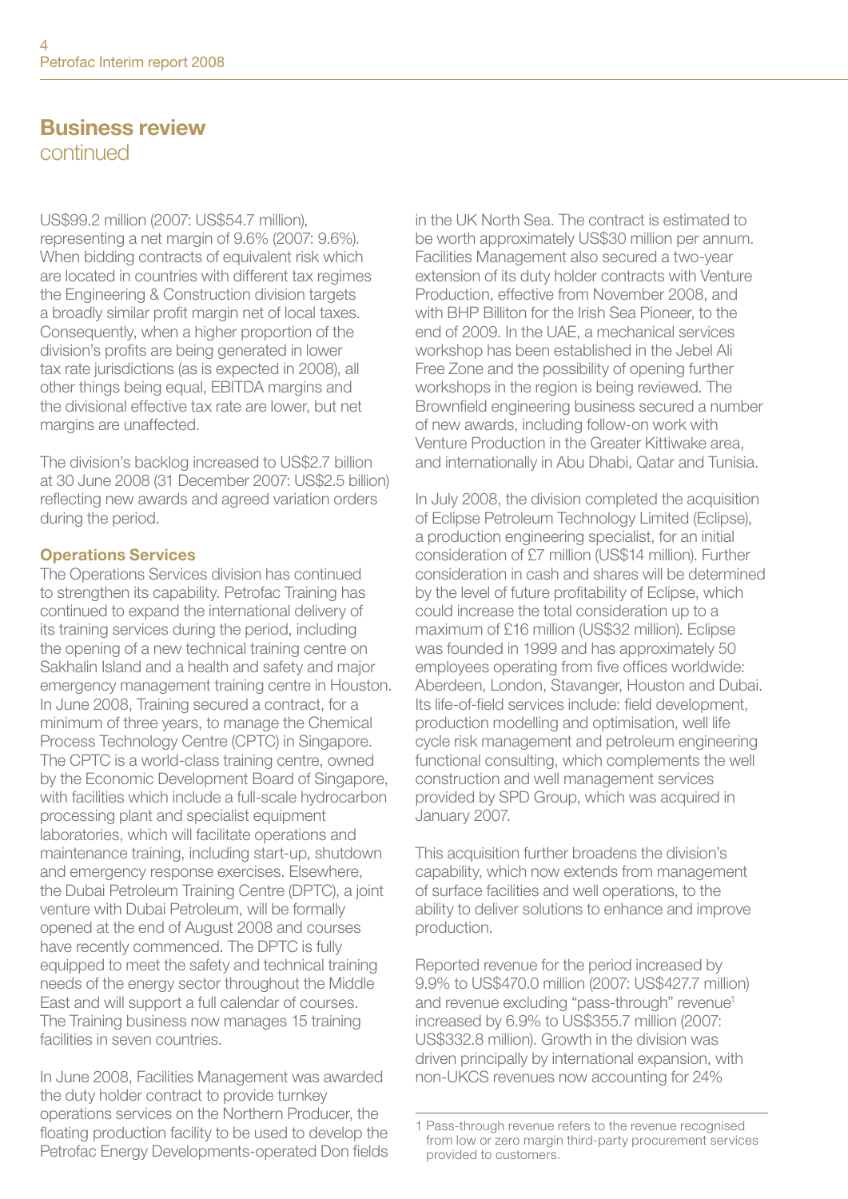## Business review
continued

US$99.2 million (2007: US$54.7 million), representing a net margin of 9.6% (2007: 9.6%). When bidding contracts of equivalent risk which are located in countries with different tax regimes the Engineering & Construction division targets a broadly similar profit margin net of local taxes. Consequently, when a higher proportion of the division's profits are being generated in lower tax rate jurisdictions (as is expected in 2008), all other things being equal, EBITDA margins and the divisional effective tax rate are lower, but net margins are unaffected.

The division's backlog increased to US$2.7 billion at 30 June 2008 (31 December 2007: US$2.5 billion) reflecting new awards and agreed variation orders during the period.

### Operations Services

The Operations Services division has continued to strengthen its capability. Petrofac Training has continued to expand the international delivery of its training services during the period, including the opening of a new technical training centre on Sakhalin Island and a health and safety and major emergency management training centre in Houston. In June 2008, Training secured a contract, for a minimum of three years, to manage the Chemical Process Technology Centre (CPTC) in Singapore. The CPTC is a world-class training centre, owned by the Economic Development Board of Singapore, with facilities which include a full-scale hydrocarbon processing plant and specialist equipment laboratories, which will facilitate operations and maintenance training, including start-up, shutdown and emergency response exercises. Elsewhere, the Dubai Petroleum Training Centre (DPTC), a joint venture with Dubai Petroleum, will be formally opened at the end of August 2008 and courses have recently commenced. The DPTC is fully equipped to meet the safety and technical training needs of the energy sector throughout the Middle East and will support a full calendar of courses. The Training business now manages 15 training facilities in seven countries.

In June 2008, Facilities Management was awarded the duty holder contract to provide turnkey operations services on the Northern Producer, the floating production facility to be used to develop the Petrofac Energy Developments-operated Don fields in the UK North Sea. The contract is estimated to be worth approximately US$30 million per annum. Facilities Management also secured a two-year extension of its duty holder contracts with Venture Production, effective from November 2008, and with BHP Billiton for the Irish Sea Pioneer, to the end of 2009. In the UAE, a mechanical services workshop has been established in the Jebel Ali Free Zone and the possibility of opening further workshops in the region is being reviewed. The Brownfield engineering business secured a number of new awards, including follow-on work with Venture Production in the Greater Kittiwake area, and internationally in Abu Dhabi, Qatar and Tunisia.

In July 2008, the division completed the acquisition of Eclipse Petroleum Technology Limited (Eclipse), a production engineering specialist, for an initial consideration of £7 million (US$14 million). Further consideration in cash and shares will be determined by the level of future profitability of Eclipse, which could increase the total consideration up to a maximum of £16 million (US$32 million). Eclipse was founded in 1999 and has approximately 50 employees operating from five offices worldwide: Aberdeen, London, Stavanger, Houston and Dubai. Its life-of-field services include: field development, production modelling and optimisation, well life cycle risk management and petroleum engineering functional consulting, which complements the well construction and well management services provided by SPD Group, which was acquired in January 2007.

This acquisition further broadens the division's capability, which now extends from management of surface facilities and well operations, to the ability to deliver solutions to enhance and improve production.

Reported revenue for the period increased by 9.9% to US$470.0 million (2007: US$427.7 million) and revenue excluding "pass-through" revenue[1] increased by 6.9% to US$355.7 million (2007: US$332.8 million). Growth in the division was driven principally by international expansion, with non-UKCS revenues now accounting for 24%

1 Pass-through revenue refers to the revenue recognised from low or zero margin third-party procurement services provided to customers.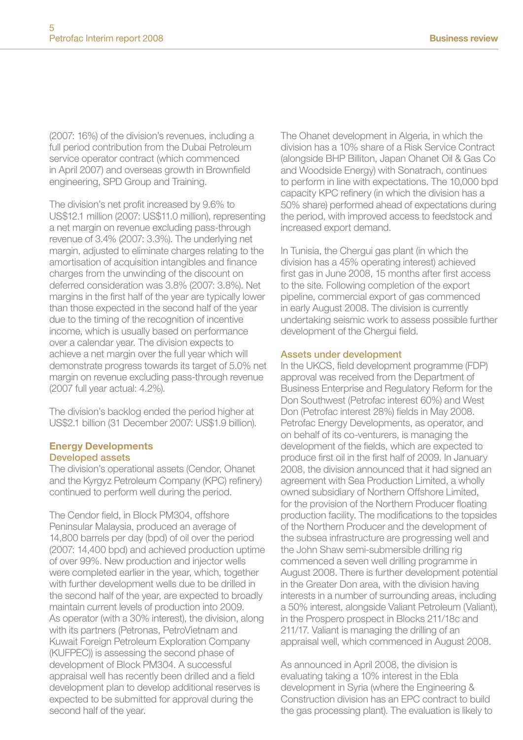(2007: 16%) of the division's revenues, including a full period contribution from the Dubai Petroleum service operator contract (which commenced in April 2007) and overseas growth in Brownfield engineering, SPD Group and Training.

The division's net profit increased by 9.6% to US$12.1 million (2007: US$11.0 million), representing a net margin on revenue excluding pass-through revenue of 3.4% (2007: 3.3%). The underlying net margin, adjusted to eliminate charges relating to the amortisation of acquisition intangibles and finance charges from the unwinding of the discount on deferred consideration was 3.8% (2007: 3.8%). Net margins in the first half of the year are typically lower than those expected in the second half of the year due to the timing of the recognition of incentive income, which is usually based on performance over a calendar year. The division expects to achieve a net margin over the full year which will demonstrate progress towards its target of 5.0% net margin on revenue excluding pass-through revenue (2007 full year actual: 4.2%).

The division's backlog ended the period higher at US$2.1 billion (31 December 2007: US$1.9 billion).

## Energy Developments

### Developed assets

The division's operational assets (Cendor, Ohanet and the Kyrgyz Petroleum Company (KPC) refinery) continued to perform well during the period.

The Cendor field, in Block PM304, offshore Peninsular Malaysia, produced an average of 14,800 barrels per day (bpd) of oil over the period (2007: 14,400 bpd) and achieved production uptime of over 99%. New production and injector wells were completed earlier in the year, which, together with further development wells due to be drilled in the second half of the year, are expected to broadly maintain current levels of production into 2009. As operator (with a 30% interest), the division, along with its partners (Petronas, PetroVietnam and Kuwait Foreign Petroleum Exploration Company (KUFPEC)) is assessing the second phase of development of Block PM304. A successful appraisal well has recently been drilled and a field development plan to develop additional reserves is expected to be submitted for approval during the second half of the year.

The Ohanet development in Algeria, in which the division has a 10% share of a Risk Service Contract (alongside BHP Billiton, Japan Ohanet Oil & Gas Co and Woodside Energy) with Sonatrach, continues to perform in line with expectations. The 10,000 bpd capacity KPC refinery (in which the division has a 50% share) performed ahead of expectations during the period, with improved access to feedstock and increased export demand.

In Tunisia, the Chergui gas plant (in which the division has a 45% operating interest) achieved first gas in June 2008, 15 months after first access to the site. Following completion of the export pipeline, commercial export of gas commenced in early August 2008. The division is currently undertaking seismic work to assess possible further development of the Chergui field.

### Assets under development

In the UKCS, field development programme (FDP) approval was received from the Department of Business Enterprise and Regulatory Reform for the Don Southwest (Petrofac interest 60%) and West Don (Petrofac interest 28%) fields in May 2008. Petrofac Energy Developments, as operator, and on behalf of its co-venturers, is managing the development of the fields, which are expected to produce first oil in the first half of 2009. In January 2008, the division announced that it had signed an agreement with Sea Production Limited, a wholly owned subsidiary of Northern Offshore Limited, for the provision of the Northern Producer floating production facility. The modifications to the topsides of the Northern Producer and the development of the subsea infrastructure are progressing well and the John Shaw semi-submersible drilling rig commenced a seven well drilling programme in August 2008. There is further development potential in the Greater Don area, with the division having interests in a number of surrounding areas, including a 50% interest, alongside Valiant Petroleum (Valiant), in the Prospero prospect in Blocks 211/18c and 211/17. Valiant is managing the drilling of an appraisal well, which commenced in August 2008.

As announced in April 2008, the division is evaluating taking a 10% interest in the Ebla development in Syria (where the Engineering & Construction division has an EPC contract to build the gas processing plant). The evaluation is likely to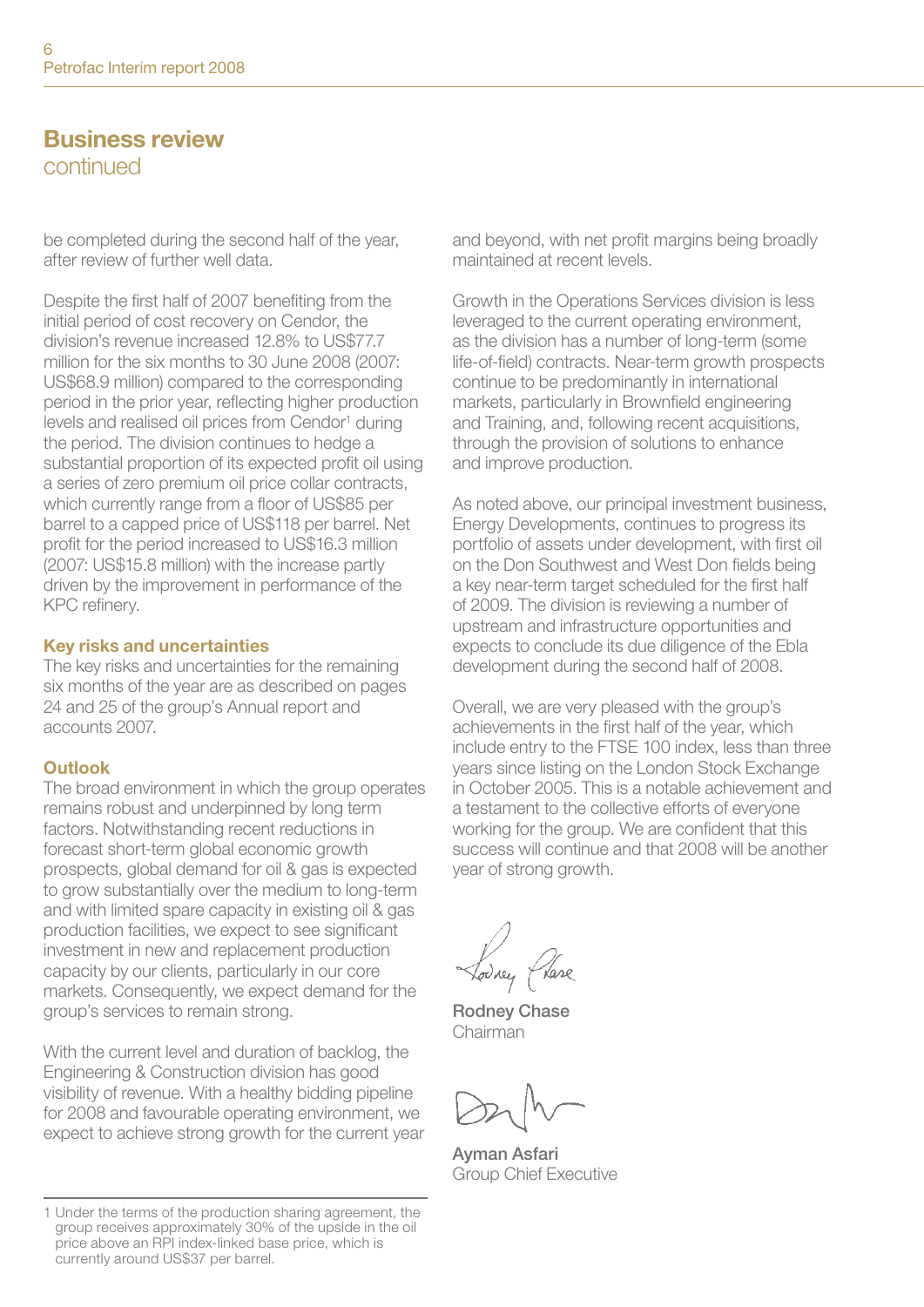## Business review
continued

be completed during the second half of the year, after review of further well data.

Despite the first half of 2007 benefiting from the initial period of cost recovery on Cendor, the division's revenue increased 12.8% to US$77.7 million for the six months to 30 June 2008 (2007: US$68.9 million) compared to the corresponding period in the prior year, reflecting higher production levels and realised oil prices from Cendor[1] during the period. The division continues to hedge a substantial proportion of its expected profit oil using a series of zero premium oil price collar contracts, which currently range from a floor of US$85 per barrel to a capped price of US$118 per barrel. Net profit for the period increased to US$16.3 million (2007: US$15.8 million) with the increase partly driven by the improvement in performance of the KPC refinery.

### Key risks and uncertainties

The key risks and uncertainties for the remaining six months of the year are as described on pages 24 and 25 of the group's Annual report and accounts 2007.

### Outlook

The broad environment in which the group operates remains robust and underpinned by long term factors. Notwithstanding recent reductions in forecast short-term global economic growth prospects, global demand for oil & gas is expected to grow substantially over the medium to long-term and with limited spare capacity in existing oil & gas production facilities, we expect to see significant investment in new and replacement production capacity by our clients, particularly in our core markets. Consequently, we expect demand for the group's services to remain strong.

With the current level and duration of backlog, the Engineering & Construction division has good visibility of revenue. With a healthy bidding pipeline for 2008 and favourable operating environment, we expect to achieve strong growth for the current year and beyond, with net profit margins being broadly maintained at recent levels.

Growth in the Operations Services division is less leveraged to the current operating environment, as the division has a number of long-term (some life-of-field) contracts. Near-term growth prospects continue to be predominantly in international markets, particularly in Brownfield engineering and Training, and, following recent acquisitions, through the provision of solutions to enhance and improve production.

As noted above, our principal investment business, Energy Developments, continues to progress its portfolio of assets under development, with first oil on the Don Southwest and West Don fields being a key near-term target scheduled for the first half of 2009. The division is reviewing a number of upstream and infrastructure opportunities and expects to conclude its due diligence of the Ebla development during the second half of 2008.

Overall, we are very pleased with the group's achievements in the first half of the year, which include entry to the FTSE 100 index, less than three years since listing on the London Stock Exchange in October 2005. This is a notable achievement and a testament to the collective efforts of everyone working for the group. We are confident that this success will continue and that 2008 will be another year of strong growth.

**Rodney Chase**
Chairman

**Ayman Asfari**
Group Chief Executive

---

1 Under the terms of the production sharing agreement, the group receives approximately 30% of the upside in the oil price above an RPI index-linked base price, which is currently around US$37 per barrel.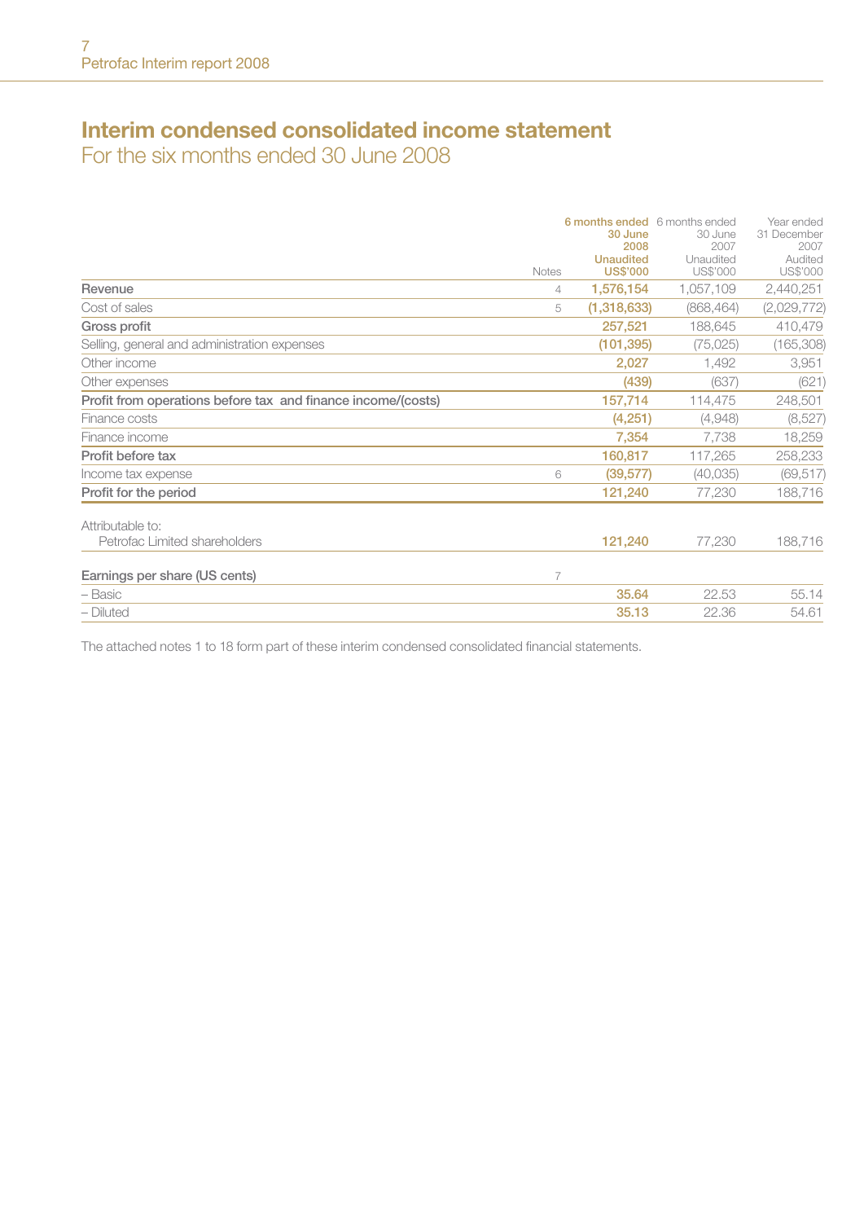# Interim condensed consolidated income statement

## For the six months ended 30 June 2008

| | Notes | 6 months ended 30 June 2008 Unaudited US$'000 | 6 months ended 30 June 2007 Unaudited US$'000 | Year ended 31 December 2007 Audited US$'000 |
|---|---|---|---|---|
| **Revenue** | 4 | **1,576,154** | 1,057,109 | 2,440,251 |
| Cost of sales | 5 | **(1,318,633)** | (868,464) | (2,029,772) |
| **Gross profit** | | **257,521** | 188,645 | 410,479 |
| Selling, general and administration expenses | | **(101,395)** | (75,025) | (165,308) |
| Other income | | **2,027** | 1,492 | 3,951 |
| Other expenses | | **(439)** | (637) | (621) |
| **Profit from operations before tax and finance income/(costs)** | | **157,714** | 114,475 | 248,501 |
| Finance costs | | **(4,251)** | (4,948) | (8,527) |
| Finance income | | **7,354** | 7,738 | 18,259 |
| **Profit before tax** | | **160,817** | 117,265 | 258,233 |
| Income tax expense | 6 | **(39,577)** | (40,035) | (69,517) |
| **Profit for the period** | | **121,240** | 77,230 | 188,716 |
| Attributable to: | | | | |
| Petrofac Limited shareholders | | **121,240** | 77,230 | 188,716 |
| **Earnings per share (US cents)** | 7 | | | |
| – Basic | | **35.64** | 22.53 | 55.14 |
| – Diluted | | **35.13** | 22.36 | 54.61 |

The attached notes 1 to 18 form part of these interim condensed consolidated financial statements.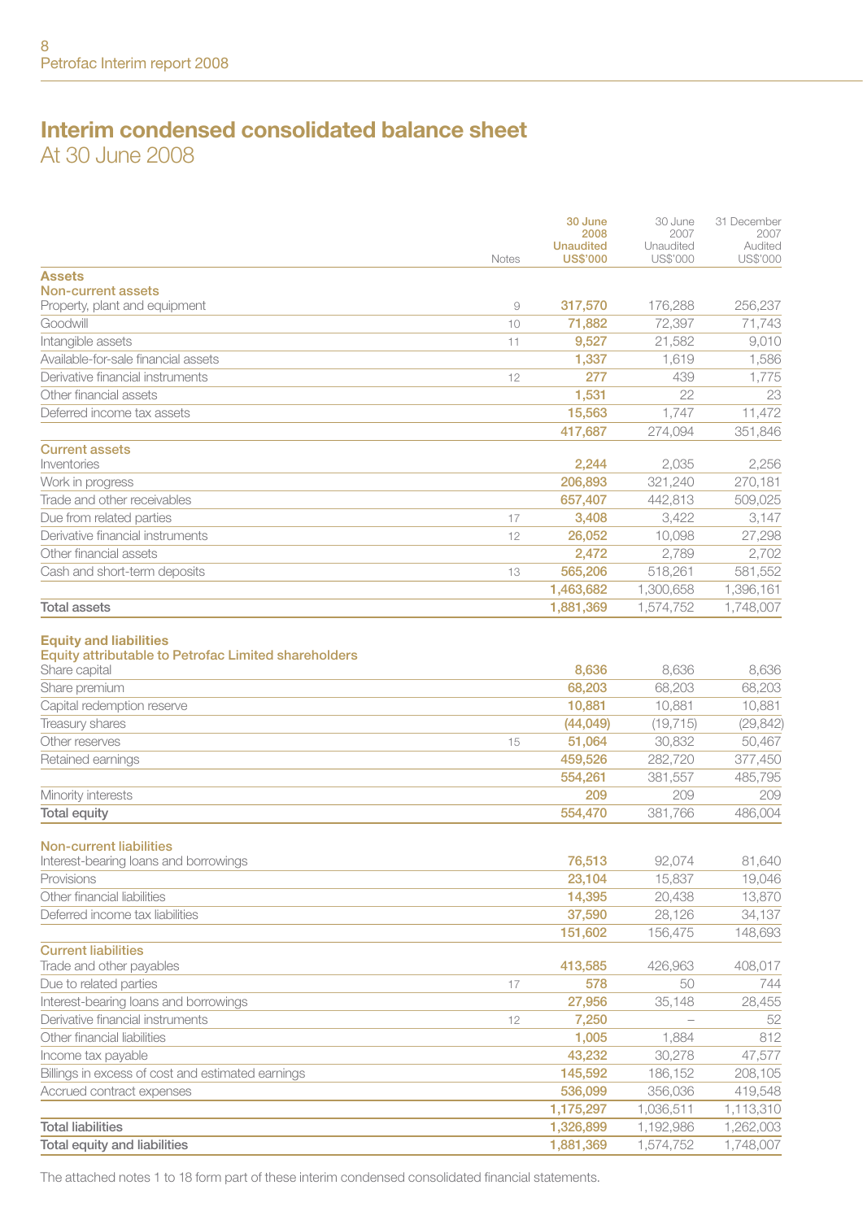# Interim condensed consolidated balance sheet

At 30 June 2008

| | Notes | 30 June 2008 Unaudited US$'000 | 30 June 2007 Unaudited US$'000 | 31 December 2007 Audited US$'000 |
|---|---|---|---|---|
| **Assets** | | | | |
| **Non-current assets** | | | | |
| Property, plant and equipment | 9 | **317,570** | 176,288 | 256,237 |
| Goodwill | 10 | **71,882** | 72,397 | 71,743 |
| Intangible assets | 11 | **9,527** | 21,582 | 9,010 |
| Available-for-sale financial assets | | **1,337** | 1,619 | 1,586 |
| Derivative financial instruments | 12 | **277** | 439 | 1,775 |
| Other financial assets | | **1,531** | 22 | 23 |
| Deferred income tax assets | | **15,563** | 1,747 | 11,472 |
| | | **417,687** | 274,094 | 351,846 |
| **Current assets** | | | | |
| Inventories | | **2,244** | 2,035 | 2,256 |
| Work in progress | | **206,893** | 321,240 | 270,181 |
| Trade and other receivables | | **657,407** | 442,813 | 509,025 |
| Due from related parties | 17 | **3,408** | 3,422 | 3,147 |
| Derivative financial instruments | 12 | **26,052** | 10,098 | 27,298 |
| Other financial assets | | **2,472** | 2,789 | 2,702 |
| Cash and short-term deposits | 13 | **565,206** | 518,261 | 581,552 |
| | | **1,463,682** | 1,300,658 | 1,396,161 |
| Total assets | | **1,881,369** | 1,574,752 | 1,748,007 |
| **Equity and liabilities** | | | | |
| **Equity attributable to Petrofac Limited shareholders** | | | | |
| Share capital | | **8,636** | 8,636 | 8,636 |
| Share premium | | **68,203** | 68,203 | 68,203 |
| Capital redemption reserve | | **10,881** | 10,881 | 10,881 |
| Treasury shares | | **(44,049)** | (19,715) | (29,842) |
| Other reserves | 15 | **51,064** | 30,832 | 50,467 |
| Retained earnings | | **459,526** | 282,720 | 377,450 |
| | | **554,261** | 381,557 | 485,795 |
| Minority interests | | **209** | 209 | 209 |
| Total equity | | **554,470** | 381,766 | 486,004 |
| **Non-current liabilities** | | | | |
| Interest-bearing loans and borrowings | | **76,513** | 92,074 | 81,640 |
| Provisions | | **23,104** | 15,837 | 19,046 |
| Other financial liabilities | | **14,395** | 20,438 | 13,870 |
| Deferred income tax liabilities | | **37,590** | 28,126 | 34,137 |
| | | **151,602** | 156,475 | 148,693 |
| **Current liabilities** | | | | |
| Trade and other payables | | **413,585** | 426,963 | 408,017 |
| Due to related parties | 17 | **578** | 50 | 744 |
| Interest-bearing loans and borrowings | | **27,956** | 35,148 | 28,455 |
| Derivative financial instruments | 12 | **7,250** | – | 52 |
| Other financial liabilities | | **1,005** | 1,884 | 812 |
| Income tax payable | | **43,232** | 30,278 | 47,577 |
| Billings in excess of cost and estimated earnings | | **145,592** | 186,152 | 208,105 |
| Accrued contract expenses | | **536,099** | 356,036 | 419,548 |
| | | **1,175,297** | 1,036,511 | 1,113,310 |
| Total liabilities | | **1,326,899** | 1,192,986 | 1,262,003 |
| Total equity and liabilities | | **1,881,369** | 1,574,752 | 1,748,007 |

The attached notes 1 to 18 form part of these interim condensed consolidated financial statements.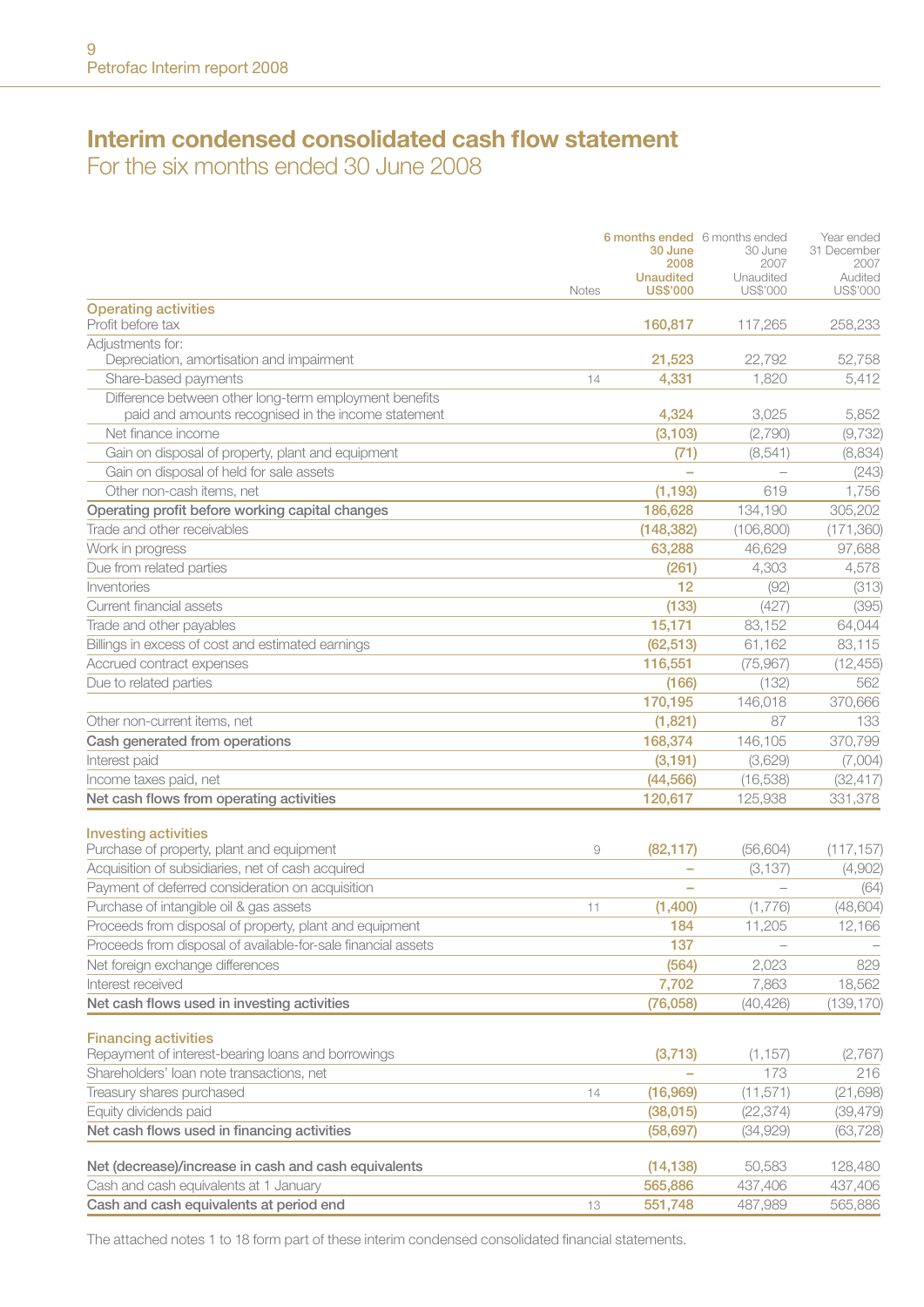# Interim condensed consolidated cash flow statement

For the six months ended 30 June 2008

| | Notes | 6 months ended 30 June 2008 Unaudited US$'000 | 6 months ended 30 June 2007 Unaudited US$'000 | Year ended 31 December 2007 Audited US$'000 |
|---|---|---|---|---|
| **Operating activities** | | | | |
| Profit before tax | | **160,817** | 117,265 | 258,233 |
| Adjustments for: | | | | |
| Depreciation, amortisation and impairment | | **21,523** | 22,792 | 52,758 |
| Share-based payments | 14 | **4,331** | 1,820 | 5,412 |
| Difference between other long-term employment benefits paid and amounts recognised in the income statement | | **4,324** | 3,025 | 5,852 |
| Net finance income | | **(3,103)** | (2,790) | (9,732) |
| Gain on disposal of property, plant and equipment | | **(71)** | (8,541) | (8,834) |
| Gain on disposal of held for sale assets | | **–** | – | (243) |
| Other non-cash items, net | | **(1,193)** | 619 | 1,756 |
| **Operating profit before working capital changes** | | **186,628** | 134,190 | 305,202 |
| Trade and other receivables | | **(148,382)** | (106,800) | (171,360) |
| Work in progress | | **63,288** | 46,629 | 97,688 |
| Due from related parties | | **(261)** | 4,303 | 4,578 |
| Inventories | | **12** | (92) | (313) |
| Current financial assets | | **(133)** | (427) | (395) |
| Trade and other payables | | **15,171** | 83,152 | 64,044 |
| Billings in excess of cost and estimated earnings | | **(62,513)** | 61,162 | 83,115 |
| Accrued contract expenses | | **116,551** | (75,967) | (12,455) |
| Due to related parties | | **(166)** | (132) | 562 |
| | | **170,195** | 146,018 | 370,666 |
| Other non-current items, net | | **(1,821)** | 87 | 133 |
| **Cash generated from operations** | | **168,374** | 146,105 | 370,799 |
| Interest paid | | **(3,191)** | (3,629) | (7,004) |
| Income taxes paid, net | | **(44,566)** | (16,538) | (32,417) |
| **Net cash flows from operating activities** | | **120,617** | 125,938 | 331,378 |
| **Investing activities** | | | | |
| Purchase of property, plant and equipment | 9 | **(82,117)** | (56,604) | (117,157) |
| Acquisition of subsidiaries, net of cash acquired | | **–** | (3,137) | (4,902) |
| Payment of deferred consideration on acquisition | | **–** | – | (64) |
| Purchase of intangible oil & gas assets | 11 | **(1,400)** | (1,776) | (48,604) |
| Proceeds from disposal of property, plant and equipment | | **184** | 11,205 | 12,166 |
| Proceeds from disposal of available-for-sale financial assets | | **137** | – | – |
| Net foreign exchange differences | | **(564)** | 2,023 | 829 |
| Interest received | | **7,702** | 7,863 | 18,562 |
| **Net cash flows used in investing activities** | | **(76,058)** | (40,426) | (139,170) |
| **Financing activities** | | | | |
| Repayment of interest-bearing loans and borrowings | | **(3,713)** | (1,157) | (2,767) |
| Shareholders' loan note transactions, net | | **–** | 173 | 216 |
| Treasury shares purchased | 14 | **(16,969)** | (11,571) | (21,698) |
| Equity dividends paid | | **(38,015)** | (22,374) | (39,479) |
| **Net cash flows used in financing activities** | | **(58,697)** | (34,929) | (63,728) |
| **Net (decrease)/increase in cash and cash equivalents** | | **(14,138)** | 50,583 | 128,480 |
| Cash and cash equivalents at 1 January | | **565,886** | 437,406 | 437,406 |
| **Cash and cash equivalents at period end** | 13 | **551,748** | 487,989 | 565,886 |

The attached notes 1 to 18 form part of these interim condensed consolidated financial statements.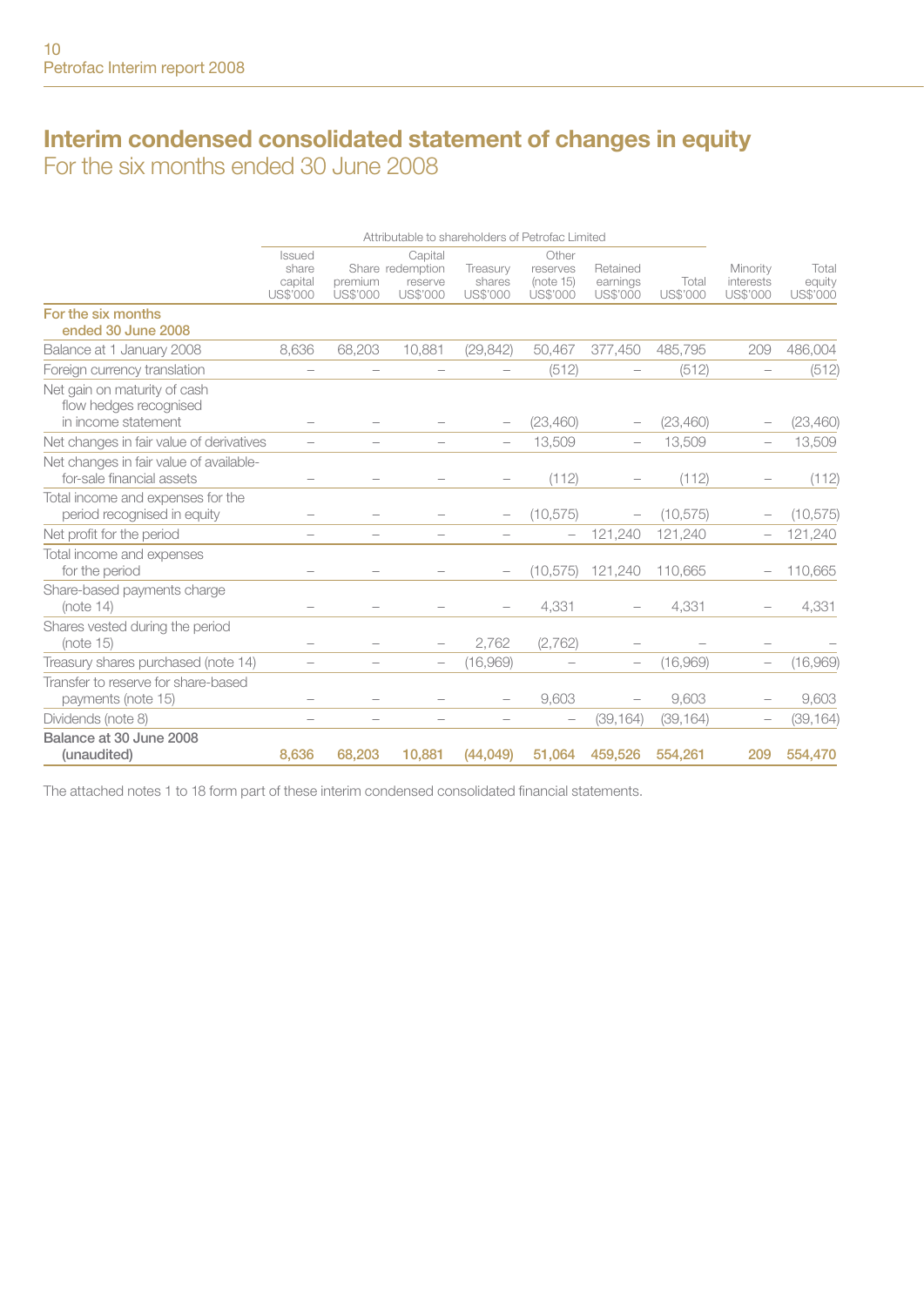# Interim condensed consolidated statement of changes in equity
For the six months ended 30 June 2008

| | Attributable to shareholders of Petrofac Limited | | | | | | | | |
|---|---|---|---|---|---|---|---|---|---|
| | Issued share capital US$'000 | Share premium US$'000 | Capital redemption reserve US$'000 | Treasury shares US$'000 | Other reserves (note 15) US$'000 | Retained earnings US$'000 | Total US$'000 | Minority interests US$'000 | Total equity US$'000 |
| **For the six months ended 30 June 2008** | | | | | | | | | |
| Balance at 1 January 2008 | 8,636 | 68,203 | 10,881 | (29,842) | 50,467 | 377,450 | 485,795 | 209 | 486,004 |
| Foreign currency translation | – | – | – | – | (512) | – | (512) | – | (512) |
| Net gain on maturity of cash flow hedges recognised in income statement | – | – | – | – | (23,460) | – | (23,460) | – | (23,460) |
| Net changes in fair value of derivatives | – | – | – | – | 13,509 | – | 13,509 | – | 13,509 |
| Net changes in fair value of available-for-sale financial assets | – | – | – | – | (112) | – | (112) | – | (112) |
| Total income and expenses for the period recognised in equity | – | – | – | – | (10,575) | – | (10,575) | – | (10,575) |
| Net profit for the period | – | – | – | – | – | 121,240 | 121,240 | – | 121,240 |
| Total income and expenses for the period | – | – | – | – | (10,575) | 121,240 | 110,665 | – | 110,665 |
| Share-based payments charge (note 14) | – | – | – | – | 4,331 | – | 4,331 | – | 4,331 |
| Shares vested during the period (note 15) | – | – | – | 2,762 | (2,762) | – | – | – | – |
| Treasury shares purchased (note 14) | – | – | – | (16,969) | – | – | (16,969) | – | (16,969) |
| Transfer to reserve for share-based payments (note 15) | – | – | – | – | 9,603 | – | 9,603 | – | 9,603 |
| Dividends (note 8) | – | – | – | – | – | (39,164) | (39,164) | – | (39,164) |
| **Balance at 30 June 2008 (unaudited)** | **8,636** | **68,203** | **10,881** | **(44,049)** | **51,064** | **459,526** | **554,261** | **209** | **554,470** |

The attached notes 1 to 18 form part of these interim condensed consolidated financial statements.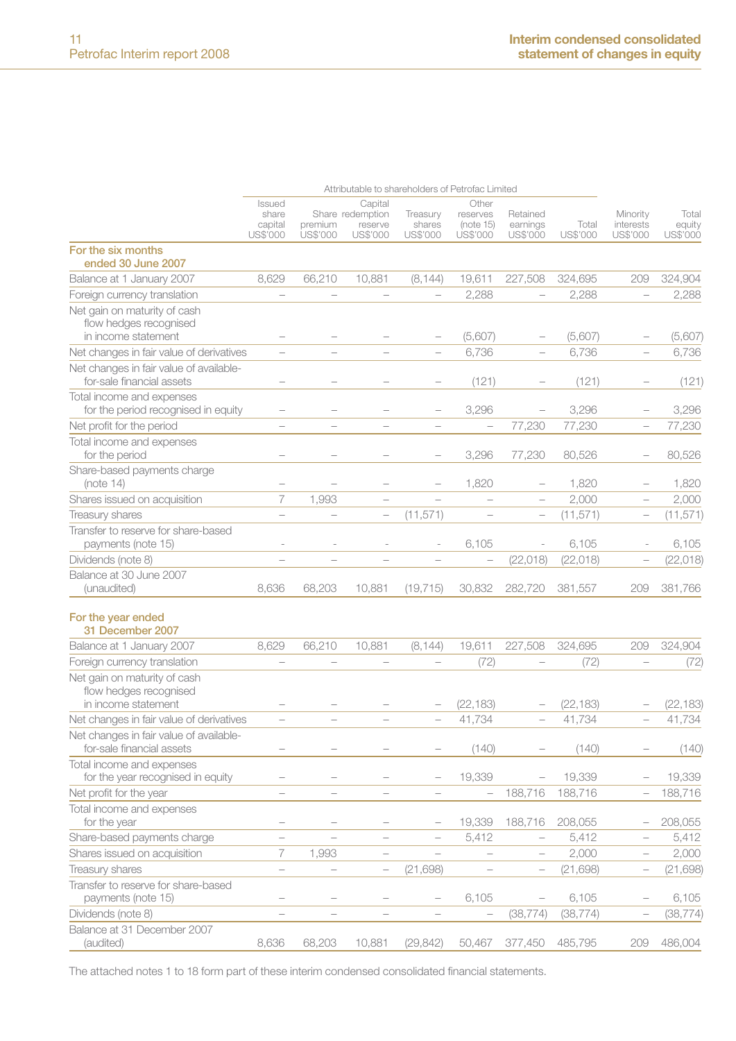# Interim condensed consolidated statement of changes in equity

| | Attributable to shareholders of Petrofac Limited | | | | | | | | |
|---|---|---|---|---|---|---|---|---|---|
| | Issued share capital US$'000 | Share premium US$'000 | Capital redemption reserve US$'000 | Treasury shares US$'000 | Other reserves (note 15) US$'000 | Retained earnings US$'000 | Total US$'000 | Minority interests US$'000 | Total equity US$'000 |
| **For the six months ended 30 June 2007** | | | | | | | | | |
| Balance at 1 January 2007 | 8,629 | 66,210 | 10,881 | (8,144) | 19,611 | 227,508 | 324,695 | 209 | 324,904 |
| Foreign currency translation | – | – | – | – | 2,288 | – | 2,288 | – | 2,288 |
| Net gain on maturity of cash flow hedges recognised in income statement | – | – | – | – | (5,607) | – | (5,607) | – | (5,607) |
| Net changes in fair value of derivatives | – | – | – | – | 6,736 | – | 6,736 | – | 6,736 |
| Net changes in fair value of available-for-sale financial assets | – | – | – | – | (121) | – | (121) | – | (121) |
| Total income and expenses for the period recognised in equity | – | – | – | – | 3,296 | – | 3,296 | – | 3,296 |
| Net profit for the period | – | – | – | – | – | 77,230 | 77,230 | – | 77,230 |
| Total income and expenses for the period | – | – | – | – | 3,296 | 77,230 | 80,526 | – | 80,526 |
| Share-based payments charge (note 14) | – | – | – | – | 1,820 | – | 1,820 | – | 1,820 |
| Shares issued on acquisition | 7 | 1,993 | – | – | – | – | 2,000 | – | 2,000 |
| Treasury shares | – | – | – | (11,571) | – | – | (11,571) | – | (11,571) |
| Transfer to reserve for share-based payments (note 15) | - | - | - | - | 6,105 | - | 6,105 | - | 6,105 |
| Dividends (note 8) | – | – | – | – | – | (22,018) | (22,018) | – | (22,018) |
| Balance at 30 June 2007 (unaudited) | 8,636 | 68,203 | 10,881 | (19,715) | 30,832 | 282,720 | 381,557 | 209 | 381,766 |
| **For the year ended 31 December 2007** | | | | | | | | | |
| Balance at 1 January 2007 | 8,629 | 66,210 | 10,881 | (8,144) | 19,611 | 227,508 | 324,695 | 209 | 324,904 |
| Foreign currency translation | – | – | – | – | (72) | – | (72) | – | (72) |
| Net gain on maturity of cash flow hedges recognised in income statement | – | – | – | – | (22,183) | – | (22,183) | – | (22,183) |
| Net changes in fair value of derivatives | – | – | – | – | 41,734 | – | 41,734 | – | 41,734 |
| Net changes in fair value of available-for-sale financial assets | – | – | – | – | (140) | – | (140) | – | (140) |
| Total income and expenses for the year recognised in equity | – | – | – | – | 19,339 | – | 19,339 | – | 19,339 |
| Net profit for the year | – | – | – | – | – | 188,716 | 188,716 | – | 188,716 |
| Total income and expenses for the year | – | – | – | – | 19,339 | 188,716 | 208,055 | – | 208,055 |
| Share-based payments charge | – | – | – | – | 5,412 | – | 5,412 | – | 5,412 |
| Shares issued on acquisition | 7 | 1,993 | – | – | – | – | 2,000 | – | 2,000 |
| Treasury shares | – | – | – | (21,698) | – | – | (21,698) | – | (21,698) |
| Transfer to reserve for share-based payments (note 15) | – | – | – | – | 6,105 | – | 6,105 | – | 6,105 |
| Dividends (note 8) | – | – | – | – | – | (38,774) | (38,774) | – | (38,774) |
| Balance at 31 December 2007 (audited) | 8,636 | 68,203 | 10,881 | (29,842) | 50,467 | 377,450 | 485,795 | 209 | 486,004 |

The attached notes 1 to 18 form part of these interim condensed consolidated financial statements.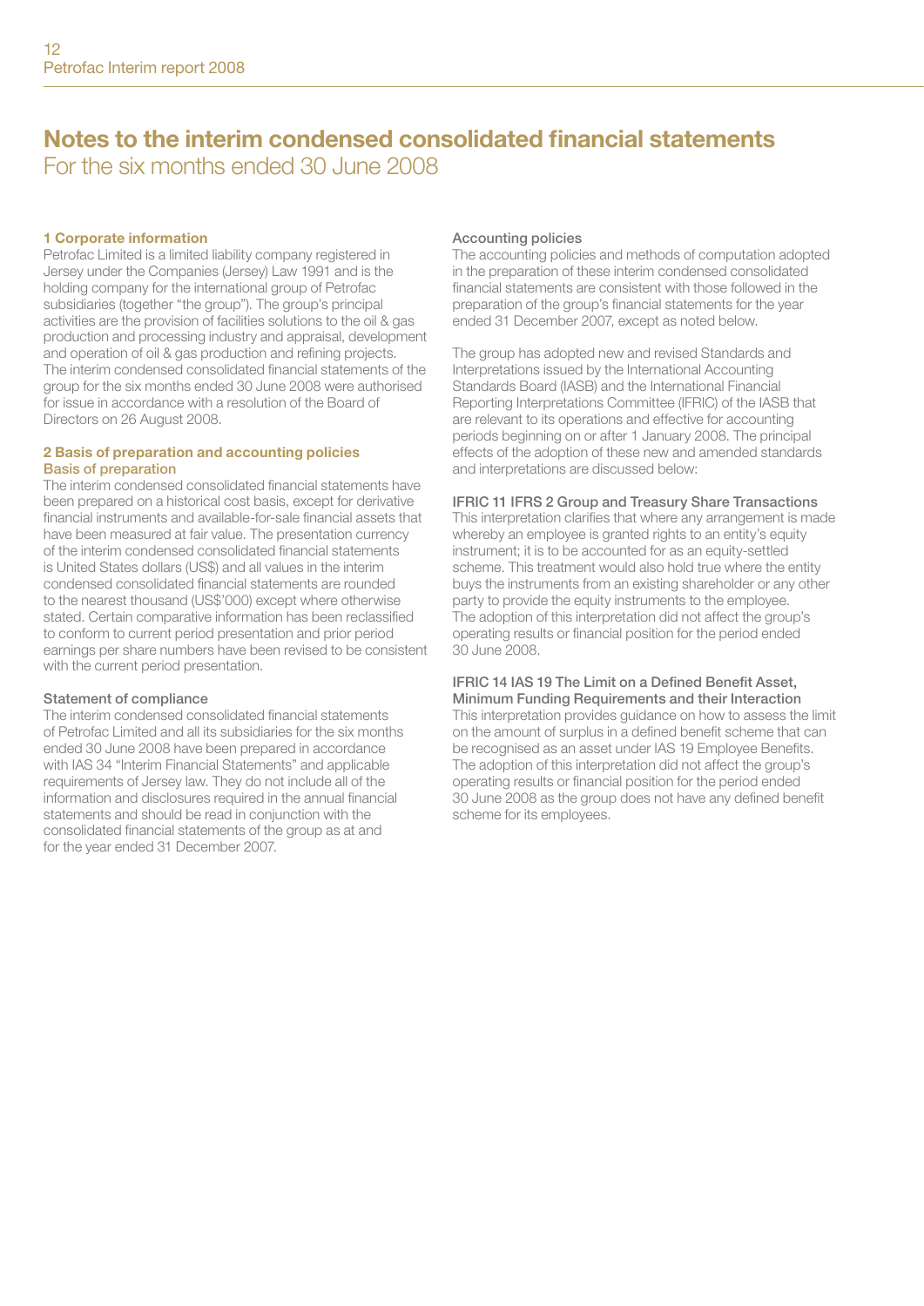# Notes to the interim condensed consolidated financial statements
For the six months ended 30 June 2008

## 1 Corporate information

Petrofac Limited is a limited liability company registered in Jersey under the Companies (Jersey) Law 1991 and is the holding company for the international group of Petrofac subsidiaries (together "the group"). The group's principal activities are the provision of facilities solutions to the oil & gas production and processing industry and appraisal, development and operation of oil & gas production and refining projects. The interim condensed consolidated financial statements of the group for the six months ended 30 June 2008 were authorised for issue in accordance with a resolution of the Board of Directors on 26 August 2008.

## 2 Basis of preparation and accounting policies

### Basis of preparation

The interim condensed consolidated financial statements have been prepared on a historical cost basis, except for derivative financial instruments and available-for-sale financial assets that have been measured at fair value. The presentation currency of the interim condensed consolidated financial statements is United States dollars (US$) and all values in the interim condensed consolidated financial statements are rounded to the nearest thousand (US$'000) except where otherwise stated. Certain comparative information has been reclassified to conform to current period presentation and prior period earnings per share numbers have been revised to be consistent with the current period presentation.

### Statement of compliance

The interim condensed consolidated financial statements of Petrofac Limited and all its subsidiaries for the six months ended 30 June 2008 have been prepared in accordance with IAS 34 "Interim Financial Statements" and applicable requirements of Jersey law. They do not include all of the information and disclosures required in the annual financial statements and should be read in conjunction with the consolidated financial statements of the group as at and for the year ended 31 December 2007.

### Accounting policies

The accounting policies and methods of computation adopted in the preparation of these interim condensed consolidated financial statements are consistent with those followed in the preparation of the group's financial statements for the year ended 31 December 2007, except as noted below.

The group has adopted new and revised Standards and Interpretations issued by the International Accounting Standards Board (IASB) and the International Financial Reporting Interpretations Committee (IFRIC) of the IASB that are relevant to its operations and effective for accounting periods beginning on or after 1 January 2008. The principal effects of the adoption of these new and amended standards and interpretations are discussed below:

**IFRIC 11 IFRS 2 Group and Treasury Share Transactions**

This interpretation clarifies that where any arrangement is made whereby an employee is granted rights to an entity's equity instrument; it is to be accounted for as an equity-settled scheme. This treatment would also hold true where the entity buys the instruments from an existing shareholder or any other party to provide the equity instruments to the employee. The adoption of this interpretation did not affect the group's operating results or financial position for the period ended 30 June 2008.

**IFRIC 14 IAS 19 The Limit on a Defined Benefit Asset, Minimum Funding Requirements and their Interaction**

This interpretation provides guidance on how to assess the limit on the amount of surplus in a defined benefit scheme that can be recognised as an asset under IAS 19 Employee Benefits. The adoption of this interpretation did not affect the group's operating results or financial position for the period ended 30 June 2008 as the group does not have any defined benefit scheme for its employees.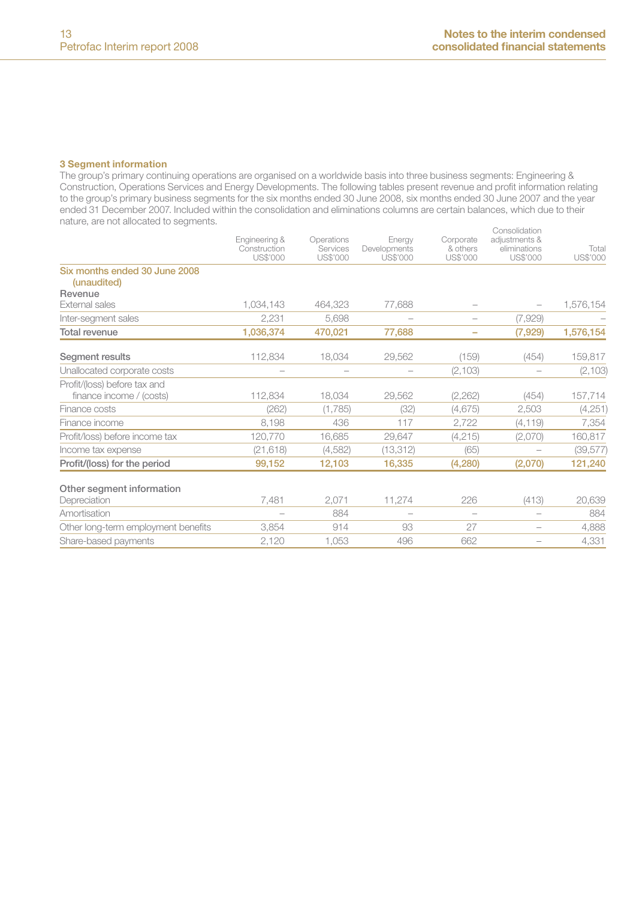### 3 Segment information

The group's primary continuing operations are organised on a worldwide basis into three business segments: Engineering & Construction, Operations Services and Energy Developments. The following tables present revenue and profit information relating to the group's primary business segments for the six months ended 30 June 2008, six months ended 30 June 2007 and the year ended 31 December 2007. Included within the consolidation and eliminations columns are certain balances, which due to their nature, are not allocated to segments.

| | Engineering & Construction US$'000 | Operations Services US$'000 | Energy Developments US$'000 | Corporate & others US$'000 | Consolidation adjustments & eliminations US$'000 | Total US$'000 |
|---|---|---|---|---|---|---|
| **Six months ended 30 June 2008 (unaudited)** | | | | | | |
| **Revenue** | | | | | | |
| External sales | 1,034,143 | 464,323 | 77,688 | – | – | 1,576,154 |
| Inter-segment sales | 2,231 | 5,698 | – | – | (7,929) | – |
| **Total revenue** | **1,036,374** | **470,021** | **77,688** | **–** | **(7,929)** | **1,576,154** |
| **Segment results** | 112,834 | 18,034 | 29,562 | (159) | (454) | 159,817 |
| Unallocated corporate costs | – | – | – | (2,103) | – | (2,103) |
| Profit/(loss) before tax and finance income / (costs) | 112,834 | 18,034 | 29,562 | (2,262) | (454) | 157,714 |
| Finance costs | (262) | (1,785) | (32) | (4,675) | 2,503 | (4,251) |
| Finance income | 8,198 | 436 | 117 | 2,722 | (4,119) | 7,354 |
| Profit/(loss) before income tax | 120,770 | 16,685 | 29,647 | (4,215) | (2,070) | 160,817 |
| Income tax expense | (21,618) | (4,582) | (13,312) | (65) | – | (39,577) |
| **Profit/(loss) for the period** | **99,152** | **12,103** | **16,335** | **(4,280)** | **(2,070)** | **121,240** |
| **Other segment information** | | | | | | |
| Depreciation | 7,481 | 2,071 | 11,274 | 226 | (413) | 20,639 |
| Amortisation | – | 884 | – | – | – | 884 |
| Other long-term employment benefits | 3,854 | 914 | 93 | 27 | – | 4,888 |
| Share-based payments | 2,120 | 1,053 | 496 | 662 | – | 4,331 |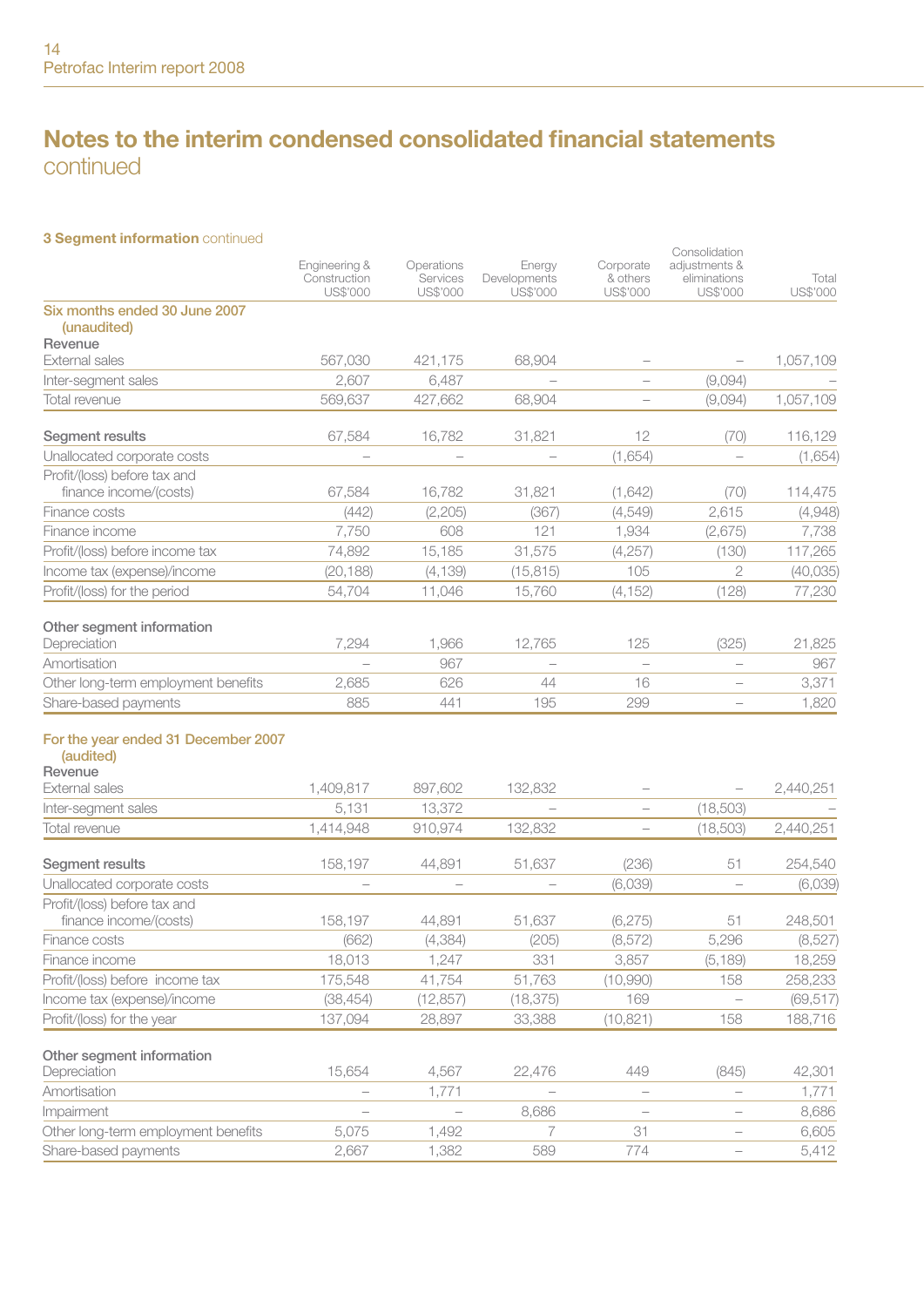## Notes to the interim condensed consolidated financial statements continued

### 3 Segment information continued

| | Engineering & Construction US$'000 | Operations Services US$'000 | Energy Developments US$'000 | Corporate & others US$'000 | Consolidation adjustments & eliminations US$'000 | Total US$'000 |
|---|---|---|---|---|---|---|
| **Six months ended 30 June 2007 (unaudited)** | | | | | | |
| **Revenue** | | | | | | |
| External sales | 567,030 | 421,175 | 68,904 | – | – | 1,057,109 |
| Inter-segment sales | 2,607 | 6,487 | – | – | (9,094) | – |
| Total revenue | 569,637 | 427,662 | 68,904 | – | (9,094) | 1,057,109 |
| **Segment results** | 67,584 | 16,782 | 31,821 | 12 | (70) | 116,129 |
| Unallocated corporate costs | – | – | – | (1,654) | – | (1,654) |
| Profit/(loss) before tax and finance income/(costs) | 67,584 | 16,782 | 31,821 | (1,642) | (70) | 114,475 |
| Finance costs | (442) | (2,205) | (367) | (4,549) | 2,615 | (4,948) |
| Finance income | 7,750 | 608 | 121 | 1,934 | (2,675) | 7,738 |
| Profit/(loss) before income tax | 74,892 | 15,185 | 31,575 | (4,257) | (130) | 117,265 |
| Income tax (expense)/income | (20,188) | (4,139) | (15,815) | 105 | 2 | (40,035) |
| Profit/(loss) for the period | 54,704 | 11,046 | 15,760 | (4,152) | (128) | 77,230 |
| **Other segment information** | | | | | | |
| Depreciation | 7,294 | 1,966 | 12,765 | 125 | (325) | 21,825 |
| Amortisation | – | 967 | – | – | – | 967 |
| Other long-term employment benefits | 2,685 | 626 | 44 | 16 | – | 3,371 |
| Share-based payments | 885 | 441 | 195 | 299 | – | 1,820 |
| **For the year ended 31 December 2007 (audited)** | | | | | | |
| **Revenue** | | | | | | |
| External sales | 1,409,817 | 897,602 | 132,832 | – | – | 2,440,251 |
| Inter-segment sales | 5,131 | 13,372 | – | – | (18,503) | – |
| Total revenue | 1,414,948 | 910,974 | 132,832 | – | (18,503) | 2,440,251 |
| **Segment results** | 158,197 | 44,891 | 51,637 | (236) | 51 | 254,540 |
| Unallocated corporate costs | – | – | – | (6,039) | – | (6,039) |
| Profit/(loss) before tax and finance income/(costs) | 158,197 | 44,891 | 51,637 | (6,275) | 51 | 248,501 |
| Finance costs | (662) | (4,384) | (205) | (8,572) | 5,296 | (8,527) |
| Finance income | 18,013 | 1,247 | 331 | 3,857 | (5,189) | 18,259 |
| Profit/(loss) before income tax | 175,548 | 41,754 | 51,763 | (10,990) | 158 | 258,233 |
| Income tax (expense)/income | (38,454) | (12,857) | (18,375) | 169 | – | (69,517) |
| Profit/(loss) for the year | 137,094 | 28,897 | 33,388 | (10,821) | 158 | 188,716 |
| **Other segment information** | | | | | | |
| Depreciation | 15,654 | 4,567 | 22,476 | 449 | (845) | 42,301 |
| Amortisation | – | 1,771 | – | – | – | 1,771 |
| Impairment | – | – | 8,686 | – | – | 8,686 |
| Other long-term employment benefits | 5,075 | 1,492 | 7 | 31 | – | 6,605 |
| Share-based payments | 2,667 | 1,382 | 589 | 774 | – | 5,412 |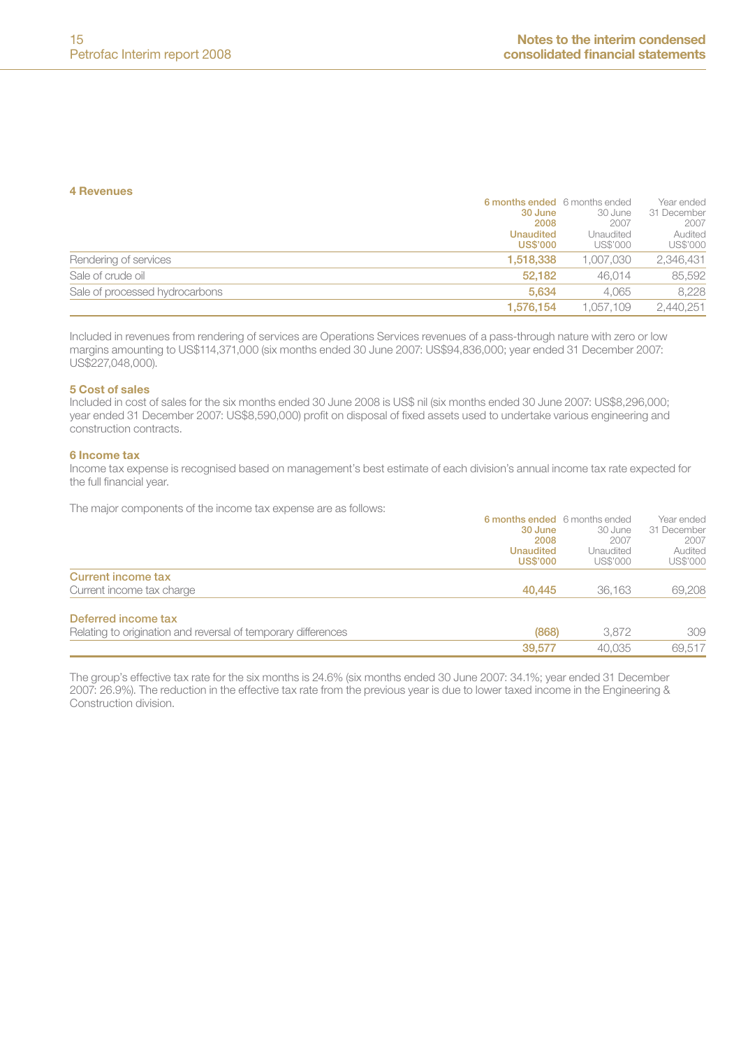## 4 Revenues

| | 6 months ended 30 June 2008 Unaudited US$'000 | 6 months ended 30 June 2007 Unaudited US$'000 | Year ended 31 December 2007 Audited US$'000 |
|---|---|---|---|
| Rendering of services | **1,518,338** | 1,007,030 | 2,346,431 |
| Sale of crude oil | **52,182** | 46,014 | 85,592 |
| Sale of processed hydrocarbons | **5,634** | 4,065 | 8,228 |
| | **1,576,154** | 1,057,109 | 2,440,251 |

Included in revenues from rendering of services are Operations Services revenues of a pass-through nature with zero or low margins amounting to US$114,371,000 (six months ended 30 June 2007: US$94,836,000; year ended 31 December 2007: US$227,048,000).

## 5 Cost of sales

Included in cost of sales for the six months ended 30 June 2008 is US$ nil (six months ended 30 June 2007: US$8,296,000; year ended 31 December 2007: US$8,590,000) profit on disposal of fixed assets used to undertake various engineering and construction contracts.

## 6 Income tax

Income tax expense is recognised based on management's best estimate of each division's annual income tax rate expected for the full financial year.

The major components of the income tax expense are as follows:

| | 6 months ended 30 June 2008 Unaudited US$'000 | 6 months ended 30 June 2007 Unaudited US$'000 | Year ended 31 December 2007 Audited US$'000 |
|---|---|---|---|
| **Current income tax** | | | |
| Current income tax charge | **40,445** | 36,163 | 69,208 |
| **Deferred income tax** | | | |
| Relating to origination and reversal of temporary differences | **(868)** | 3,872 | 309 |
| | **39,577** | 40,035 | 69,517 |

The group's effective tax rate for the six months is 24.6% (six months ended 30 June 2007: 34.1%; year ended 31 December 2007: 26.9%). The reduction in the effective tax rate from the previous year is due to lower taxed income in the Engineering & Construction division.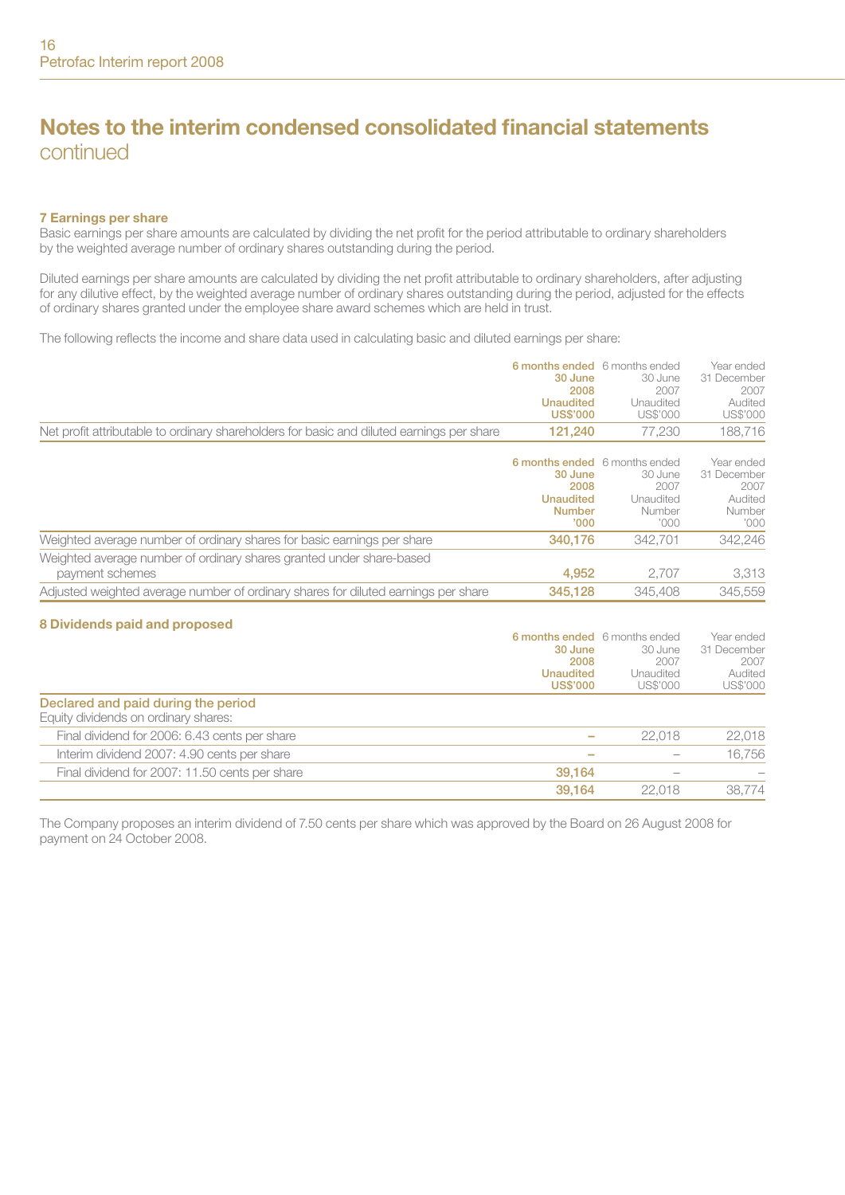# Notes to the interim condensed consolidated financial statements continued

### 7 Earnings per share

Basic earnings per share amounts are calculated by dividing the net profit for the period attributable to ordinary shareholders by the weighted average number of ordinary shares outstanding during the period.

Diluted earnings per share amounts are calculated by dividing the net profit attributable to ordinary shareholders, after adjusting for any dilutive effect, by the weighted average number of ordinary shares outstanding during the period, adjusted for the effects of ordinary shares granted under the employee share award schemes which are held in trust.

The following reflects the income and share data used in calculating basic and diluted earnings per share:

| | 6 months ended 30 June 2008 Unaudited US$'000 | 6 months ended 30 June 2007 Unaudited US$'000 | Year ended 31 December 2007 Audited US$'000 |
|---|---|---|---|
| Net profit attributable to ordinary shareholders for basic and diluted earnings per share | 121,240 | 77,230 | 188,716 |

| | 6 months ended 30 June 2008 Unaudited Number '000 | 6 months ended 30 June 2007 Unaudited Number '000 | Year ended 31 December 2007 Audited Number '000 |
|---|---|---|---|
| Weighted average number of ordinary shares for basic earnings per share | 340,176 | 342,701 | 342,246 |
| Weighted average number of ordinary shares granted under share-based payment schemes | 4,952 | 2,707 | 3,313 |
| Adjusted weighted average number of ordinary shares for diluted earnings per share | 345,128 | 345,408 | 345,559 |

### 8 Dividends paid and proposed

| | 6 months ended 30 June 2008 Unaudited US$'000 | 6 months ended 30 June 2007 Unaudited US$'000 | Year ended 31 December 2007 Audited US$'000 |
|---|---|---|---|
| **Declared and paid during the period** | | | |
| Equity dividends on ordinary shares: | | | |
| Final dividend for 2006: 6.43 cents per share | – | 22,018 | 22,018 |
| Interim dividend 2007: 4.90 cents per share | – | – | 16,756 |
| Final dividend for 2007: 11.50 cents per share | 39,164 | – | – |
| | 39,164 | 22,018 | 38,774 |

The Company proposes an interim dividend of 7.50 cents per share which was approved by the Board on 26 August 2008 for payment on 24 October 2008.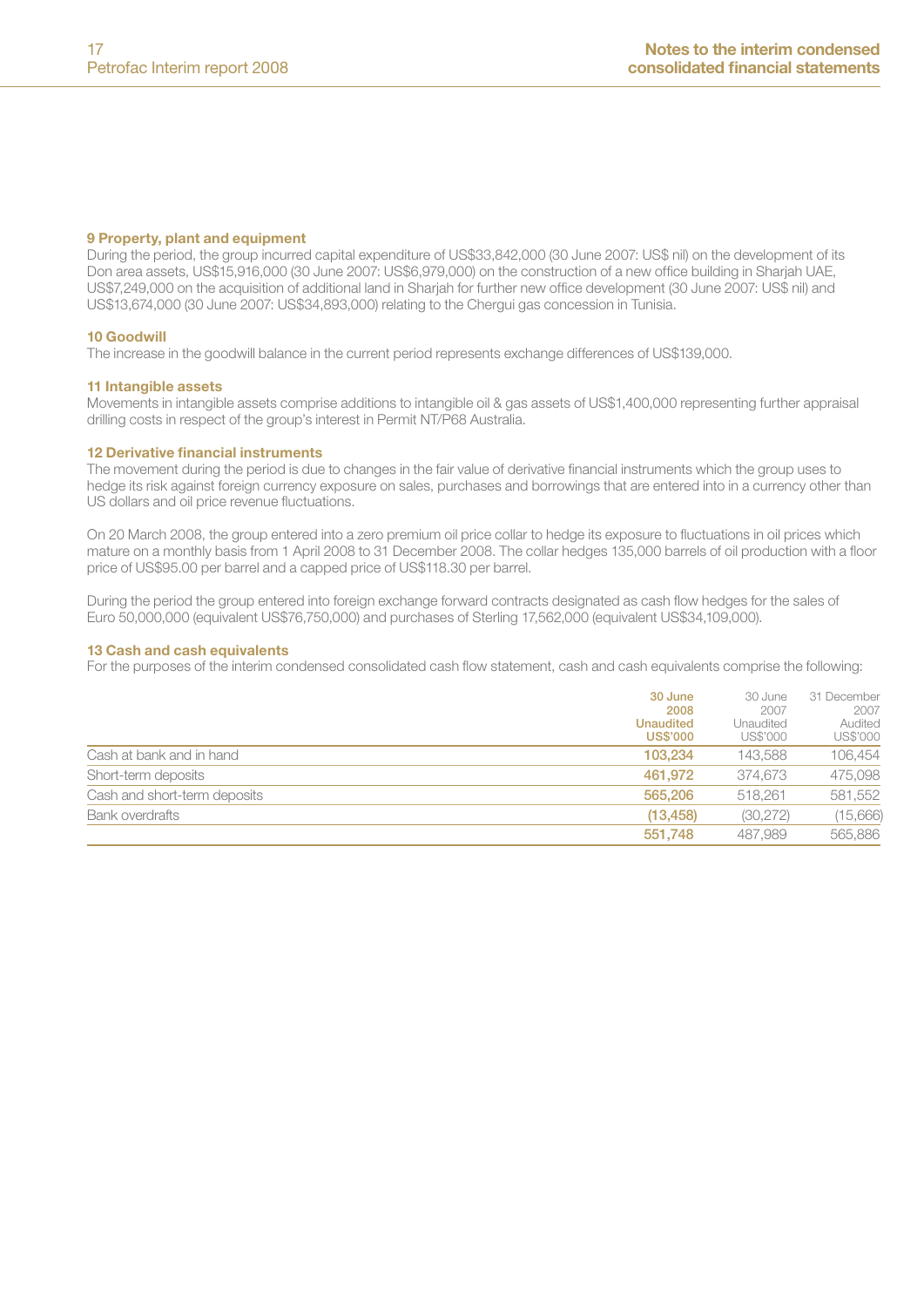### 9 Property, plant and equipment

During the period, the group incurred capital expenditure of US$33,842,000 (30 June 2007: US$ nil) on the development of its Don area assets, US$15,916,000 (30 June 2007: US$6,979,000) on the construction of a new office building in Sharjah UAE, US$7,249,000 on the acquisition of additional land in Sharjah for further new office development (30 June 2007: US$ nil) and US$13,674,000 (30 June 2007: US$34,893,000) relating to the Chergui gas concession in Tunisia.

### 10 Goodwill

The increase in the goodwill balance in the current period represents exchange differences of US$139,000.

### 11 Intangible assets

Movements in intangible assets comprise additions to intangible oil & gas assets of US$1,400,000 representing further appraisal drilling costs in respect of the group's interest in Permit NT/P68 Australia.

### 12 Derivative financial instruments

The movement during the period is due to changes in the fair value of derivative financial instruments which the group uses to hedge its risk against foreign currency exposure on sales, purchases and borrowings that are entered into in a currency other than US dollars and oil price revenue fluctuations.

On 20 March 2008, the group entered into a zero premium oil price collar to hedge its exposure to fluctuations in oil prices which mature on a monthly basis from 1 April 2008 to 31 December 2008. The collar hedges 135,000 barrels of oil production with a floor price of US$95.00 per barrel and a capped price of US$118.30 per barrel.

During the period the group entered into foreign exchange forward contracts designated as cash flow hedges for the sales of Euro 50,000,000 (equivalent US$76,750,000) and purchases of Sterling 17,562,000 (equivalent US$34,109,000).

### 13 Cash and cash equivalents

For the purposes of the interim condensed consolidated cash flow statement, cash and cash equivalents comprise the following:

| | **30 June 2008 Unaudited US$'000** | 30 June 2007 Unaudited US$'000 | 31 December 2007 Audited US$'000 |
|---|---|---|---|
| Cash at bank and in hand | **103,234** | 143,588 | 106,454 |
| Short-term deposits | **461,972** | 374,673 | 475,098 |
| Cash and short-term deposits | **565,206** | 518,261 | 581,552 |
| Bank overdrafts | **(13,458)** | (30,272) | (15,666) |
| | **551,748** | 487,989 | 565,886 |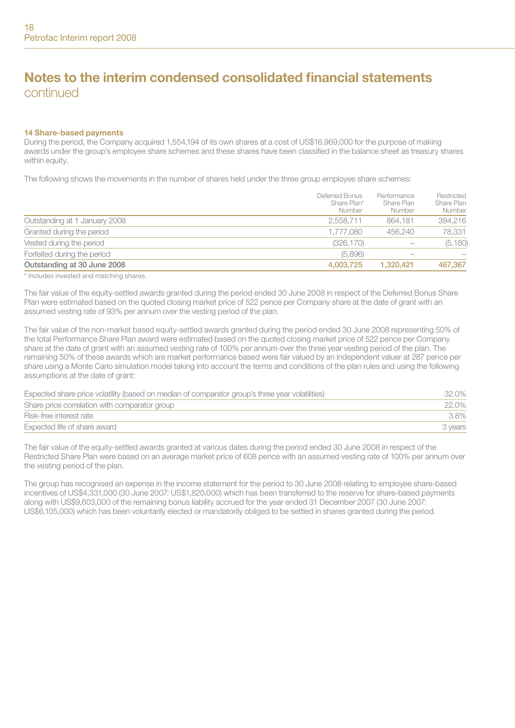# Notes to the interim condensed consolidated financial statements
continued

### 14 Share-based payments

During the period, the Company acquired 1,554,194 of its own shares at a cost of US$16,969,000 for the purpose of making awards under the group's employee share schemes and these shares have been classified in the balance sheet as treasury shares within equity.

The following shows the movements in the number of shares held under the three group employee share schemes:

| | Deferred Bonus Share Plan* Number | Performance Share Plan Number | Restricted Share Plan Number |
|---|---|---|---|
| Outstanding at 1 January 2008 | 2,558,711 | 864,181 | 394,216 |
| Granted during the period | 1,777,080 | 456,240 | 78,331 |
| Vested during the period | (326,170) | – | (5,180) |
| Forfeited during the period | (5,896) | – | – |
| **Outstanding at 30 June 2008** | **4,003,725** | **1,320,421** | **467,367** |

\* Includes invested and matching shares.

The fair value of the equity-settled awards granted during the period ended 30 June 2008 in respect of the Deferred Bonus Share Plan were estimated based on the quoted closing market price of 522 pence per Company share at the date of grant with an assumed vesting rate of 93% per annum over the vesting period of the plan.

The fair value of the non-market based equity-settled awards granted during the period ended 30 June 2008 representing 50% of the total Performance Share Plan award were estimated based on the quoted closing market price of 522 pence per Company share at the date of grant with an assumed vesting rate of 100% per annum over the three year vesting period of the plan. The remaining 50% of these awards which are market performance based were fair valued by an independent valuer at 287 pence per share using a Monte Carlo simulation model taking into account the terms and conditions of the plan rules and using the following assumptions at the date of grant:

| | |
|---|---|
| Expected share price volatility (based on median of comparator group's three year volatilities) | 32.0% |
| Share price correlation with comparator group | 22.0% |
| Risk-free interest rate | 3.8% |
| Expected life of share award | 3 years |

The fair value of the equity-settled awards granted at various dates during the period ended 30 June 2008 in respect of the Restricted Share Plan were based on an average market price of 608 pence with an assumed vesting rate of 100% per annum over the vesting period of the plan.

The group has recognised an expense in the income statement for the period to 30 June 2008 relating to employee share-based incentives of US$4,331,000 (30 June 2007: US$1,820,000) which has been transferred to the reserve for share-based payments along with US$9,603,000 of the remaining bonus liability accrued for the year ended 31 December 2007 (30 June 2007: US$6,105,000) which has been voluntarily elected or mandatorily obliged to be settled in shares granted during the period.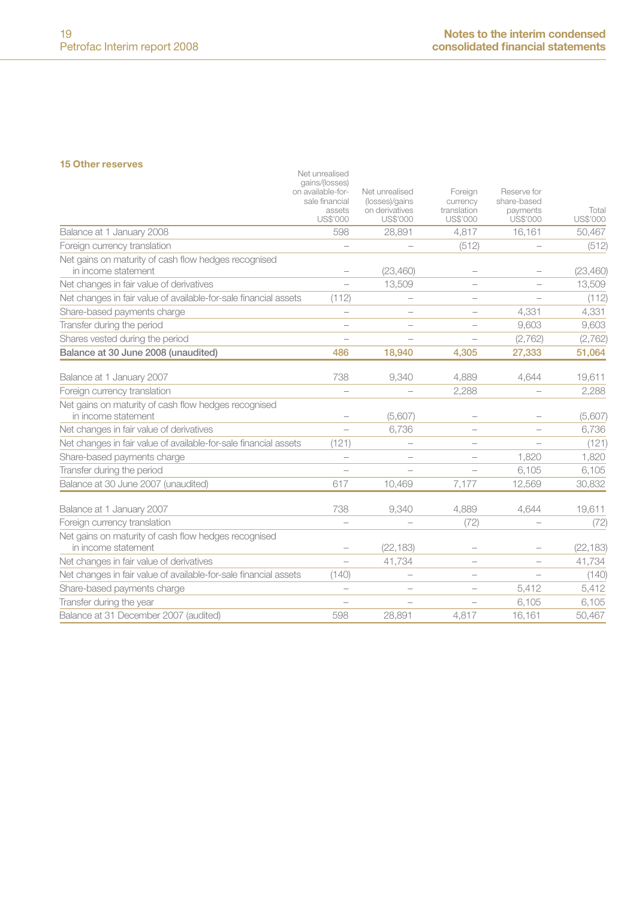## 15 Other reserves

| | Net unrealised gains/(losses) on available-for-sale financial assets US$'000 | Net unrealised (losses)/gains on derivatives US$'000 | Foreign currency translation US$'000 | Reserve for share-based payments US$'000 | Total US$'000 |
|---|---|---|---|---|---|
| Balance at 1 January 2008 | 598 | 28,891 | 4,817 | 16,161 | 50,467 |
| Foreign currency translation | – | – | (512) | – | (512) |
| Net gains on maturity of cash flow hedges recognised in income statement | – | (23,460) | – | – | (23,460) |
| Net changes in fair value of derivatives | – | 13,509 | – | – | 13,509 |
| Net changes in fair value of available-for-sale financial assets | (112) | – | – | – | (112) |
| Share-based payments charge | – | – | – | 4,331 | 4,331 |
| Transfer during the period | – | – | – | 9,603 | 9,603 |
| Shares vested during the period | – | – | – | (2,762) | (2,762) |
| **Balance at 30 June 2008 (unaudited)** | **486** | **18,940** | **4,305** | **27,333** | **51,064** |
| | | | | | |
| Balance at 1 January 2007 | 738 | 9,340 | 4,889 | 4,644 | 19,611 |
| Foreign currency translation | – | – | 2,288 | – | 2,288 |
| Net gains on maturity of cash flow hedges recognised in income statement | – | (5,607) | – | – | (5,607) |
| Net changes in fair value of derivatives | – | 6,736 | – | – | 6,736 |
| Net changes in fair value of available-for-sale financial assets | (121) | – | – | – | (121) |
| Share-based payments charge | – | – | – | 1,820 | 1,820 |
| Transfer during the period | – | – | – | 6,105 | 6,105 |
| Balance at 30 June 2007 (unaudited) | 617 | 10,469 | 7,177 | 12,569 | 30,832 |
| | | | | | |
| Balance at 1 January 2007 | 738 | 9,340 | 4,889 | 4,644 | 19,611 |
| Foreign currency translation | – | – | (72) | – | (72) |
| Net gains on maturity of cash flow hedges recognised in income statement | – | (22,183) | – | – | (22,183) |
| Net changes in fair value of derivatives | – | 41,734 | – | – | 41,734 |
| Net changes in fair value of available-for-sale financial assets | (140) | – | – | – | (140) |
| Share-based payments charge | – | – | – | 5,412 | 5,412 |
| Transfer during the year | – | – | – | 6,105 | 6,105 |
| Balance at 31 December 2007 (audited) | 598 | 28,891 | 4,817 | 16,161 | 50,467 |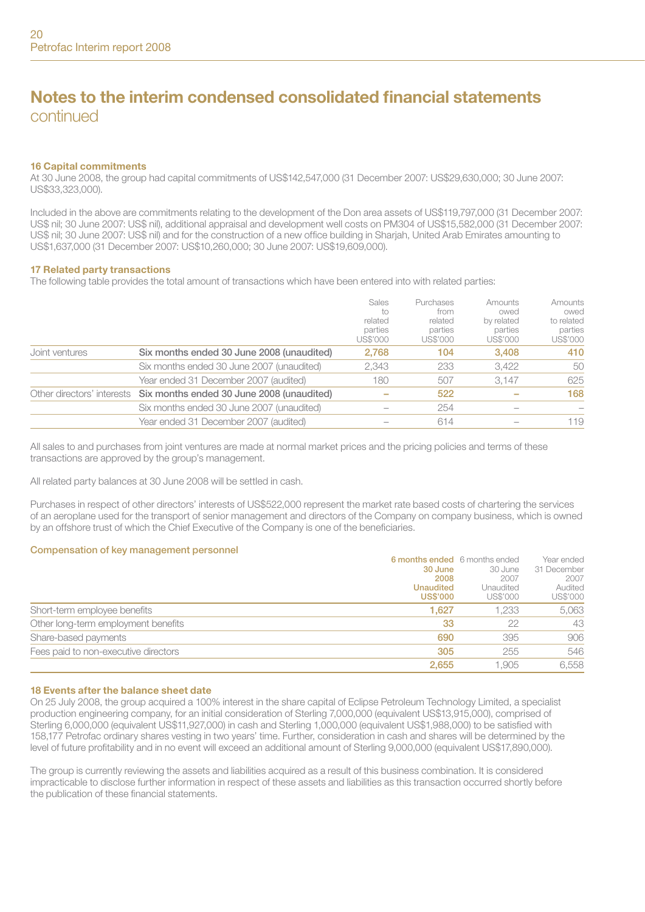# Notes to the interim condensed consolidated financial statements
continued

### 16 Capital commitments

At 30 June 2008, the group had capital commitments of US$142,547,000 (31 December 2007: US$29,630,000; 30 June 2007: US$33,323,000).

Included in the above are commitments relating to the development of the Don area assets of US$119,797,000 (31 December 2007: US$ nil; 30 June 2007: US$ nil), additional appraisal and development well costs on PM304 of US$15,582,000 (31 December 2007: US$ nil; 30 June 2007: US$ nil) and for the construction of a new office building in Sharjah, United Arab Emirates amounting to US$1,637,000 (31 December 2007: US$10,260,000; 30 June 2007: US$19,609,000).

### 17 Related party transactions

The following table provides the total amount of transactions which have been entered into with related parties:

| | | Sales to related parties US$'000 | Purchases from related parties US$'000 | Amounts owed by related parties US$'000 | Amounts owed to related parties US$'000 |
|---|---|---|---|---|---|
| Joint ventures | **Six months ended 30 June 2008 (unaudited)** | **2,768** | **104** | **3,408** | **410** |
| | Six months ended 30 June 2007 (unaudited) | 2,343 | 233 | 3,422 | 50 |
| | Year ended 31 December 2007 (audited) | 180 | 507 | 3,147 | 625 |
| Other directors' interests | **Six months ended 30 June 2008 (unaudited)** | **–** | **522** | **–** | **168** |
| | Six months ended 30 June 2007 (unaudited) | – | 254 | – | – |
| | Year ended 31 December 2007 (audited) | – | 614 | – | 119 |

All sales to and purchases from joint ventures are made at normal market prices and the pricing policies and terms of these transactions are approved by the group's management.

All related party balances at 30 June 2008 will be settled in cash.

Purchases in respect of other directors' interests of US$522,000 represent the market rate based costs of chartering the services of an aeroplane used for the transport of senior management and directors of the Company on company business, which is owned by an offshore trust of which the Chief Executive of the Company is one of the beneficiaries.

#### Compensation of key management personnel

| | 6 months ended 30 June 2008 Unaudited US$'000 | 6 months ended 30 June 2007 Unaudited US$'000 | Year ended 31 December 2007 Audited US$'000 |
|---|---|---|---|
| Short-term employee benefits | **1,627** | 1,233 | 5,063 |
| Other long-term employment benefits | **33** | 22 | 43 |
| Share-based payments | **690** | 395 | 906 |
| Fees paid to non-executive directors | **305** | 255 | 546 |
| | **2,655** | 1,905 | 6,558 |

### 18 Events after the balance sheet date

On 25 July 2008, the group acquired a 100% interest in the share capital of Eclipse Petroleum Technology Limited, a specialist production engineering company, for an initial consideration of Sterling 7,000,000 (equivalent US$13,915,000), comprised of Sterling 6,000,000 (equivalent US$11,927,000) in cash and Sterling 1,000,000 (equivalent US$1,988,000) to be satisfied with 158,177 Petrofac ordinary shares vesting in two years' time. Further, consideration in cash and shares will be determined by the level of future profitability and in no event will exceed an additional amount of Sterling 9,000,000 (equivalent US$17,890,000).

The group is currently reviewing the assets and liabilities acquired as a result of this business combination. It is considered impracticable to disclose further information in respect of these assets and liabilities as this transaction occurred shortly before the publication of these financial statements.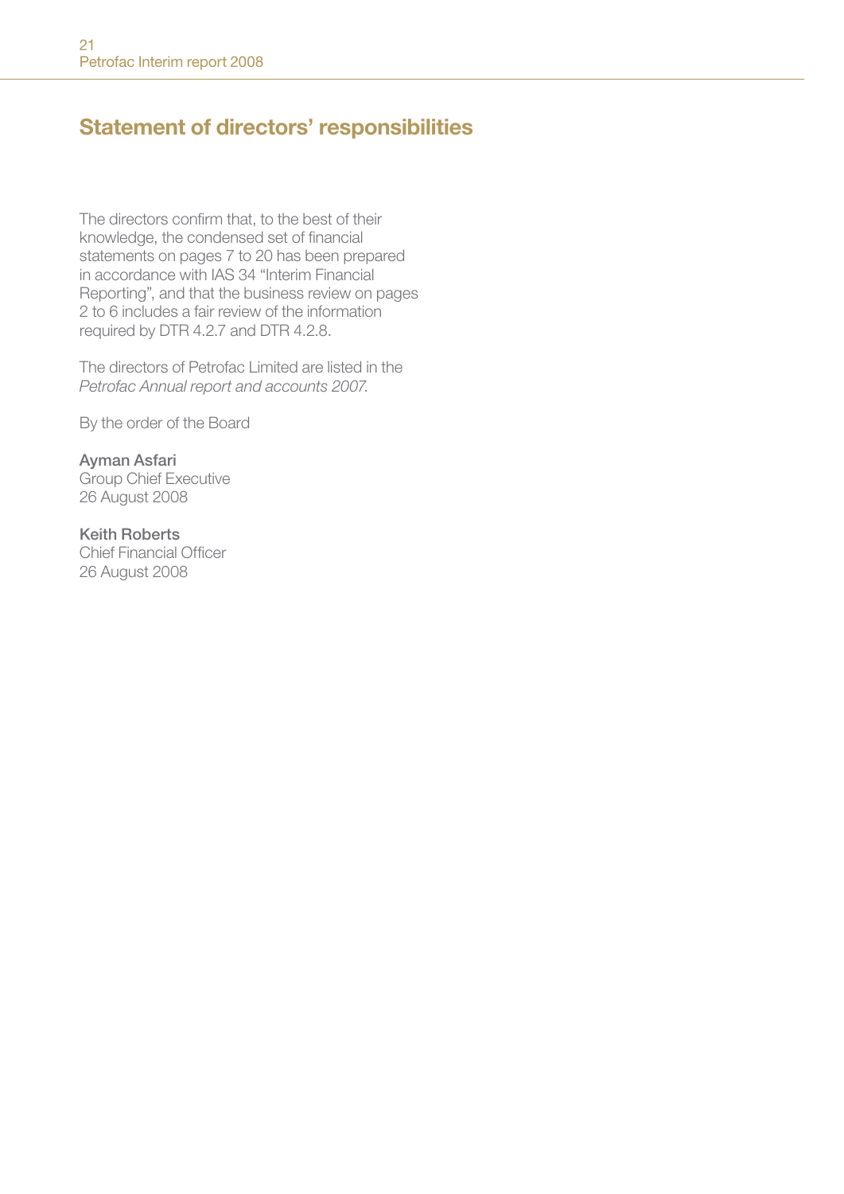# Statement of directors' responsibilities

The directors confirm that, to the best of their knowledge, the condensed set of financial statements on pages 7 to 20 has been prepared in accordance with IAS 34 "Interim Financial Reporting", and that the business review on pages 2 to 6 includes a fair review of the information required by DTR 4.2.7 and DTR 4.2.8.

The directors of Petrofac Limited are listed in the *Petrofac Annual report and accounts 2007.*

By the order of the Board

**Ayman Asfari**
Group Chief Executive
26 August 2008

**Keith Roberts**
Chief Financial Officer
26 August 2008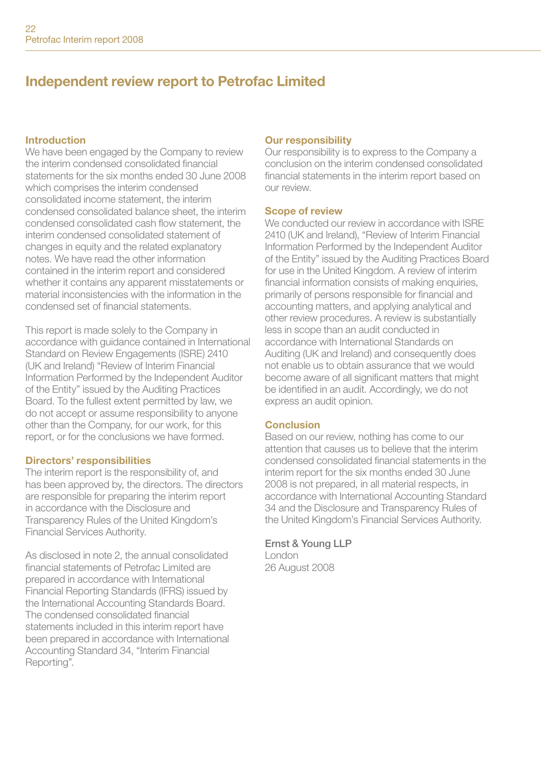# Independent review report to Petrofac Limited

## Introduction

We have been engaged by the Company to review the interim condensed consolidated financial statements for the six months ended 30 June 2008 which comprises the interim condensed consolidated income statement, the interim condensed consolidated balance sheet, the interim condensed consolidated cash flow statement, the interim condensed consolidated statement of changes in equity and the related explanatory notes. We have read the other information contained in the interim report and considered whether it contains any apparent misstatements or material inconsistencies with the information in the condensed set of financial statements.

This report is made solely to the Company in accordance with guidance contained in International Standard on Review Engagements (ISRE) 2410 (UK and Ireland) "Review of Interim Financial Information Performed by the Independent Auditor of the Entity" issued by the Auditing Practices Board. To the fullest extent permitted by law, we do not accept or assume responsibility to anyone other than the Company, for our work, for this report, or for the conclusions we have formed.

## Directors' responsibilities

The interim report is the responsibility of, and has been approved by, the directors. The directors are responsible for preparing the interim report in accordance with the Disclosure and Transparency Rules of the United Kingdom's Financial Services Authority.

As disclosed in note 2, the annual consolidated financial statements of Petrofac Limited are prepared in accordance with International Financial Reporting Standards (IFRS) issued by the International Accounting Standards Board. The condensed consolidated financial statements included in this interim report have been prepared in accordance with International Accounting Standard 34, "Interim Financial Reporting".

## Our responsibility

Our responsibility is to express to the Company a conclusion on the interim condensed consolidated financial statements in the interim report based on our review.

## Scope of review

We conducted our review in accordance with ISRE 2410 (UK and Ireland), "Review of Interim Financial Information Performed by the Independent Auditor of the Entity" issued by the Auditing Practices Board for use in the United Kingdom. A review of interim financial information consists of making enquiries, primarily of persons responsible for financial and accounting matters, and applying analytical and other review procedures. A review is substantially less in scope than an audit conducted in accordance with International Standards on Auditing (UK and Ireland) and consequently does not enable us to obtain assurance that we would become aware of all significant matters that might be identified in an audit. Accordingly, we do not express an audit opinion.

## Conclusion

Based on our review, nothing has come to our attention that causes us to believe that the interim condensed consolidated financial statements in the interim report for the six months ended 30 June 2008 is not prepared, in all material respects, in accordance with International Accounting Standard 34 and the Disclosure and Transparency Rules of the United Kingdom's Financial Services Authority.

**Ernst & Young LLP**
London
26 August 2008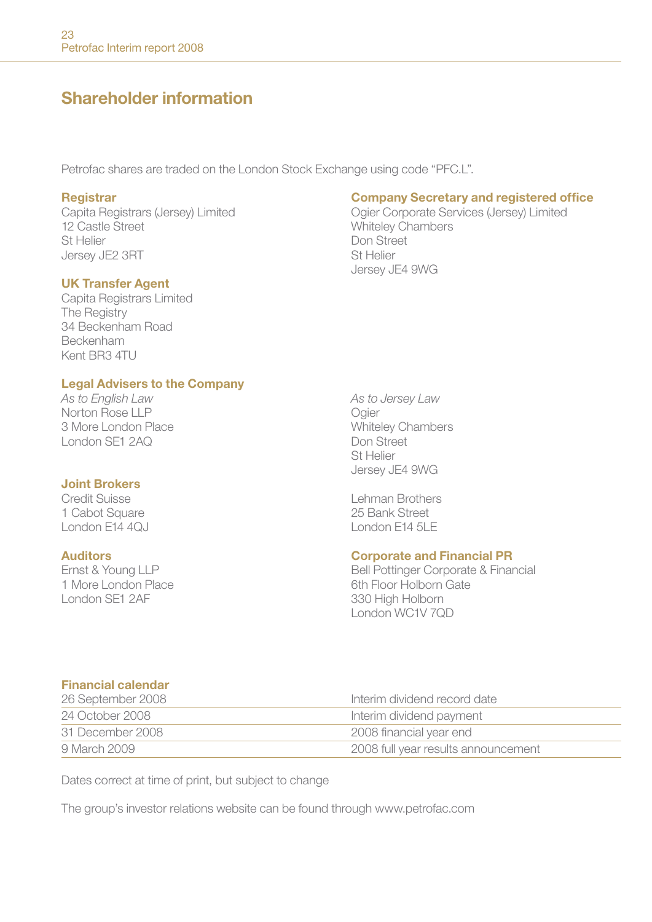# Shareholder information

Petrofac shares are traded on the London Stock Exchange using code "PFC.L".

**Registrar**
Capita Registrars (Jersey) Limited
12 Castle Street
St Helier
Jersey JE2 3RT

**UK Transfer Agent**
Capita Registrars Limited
The Registry
34 Beckenham Road
Beckenham
Kent BR3 4TU

**Company Secretary and registered office**
Ogier Corporate Services (Jersey) Limited
Whiteley Chambers
Don Street
St Helier
Jersey JE4 9WG

**Legal Advisers to the Company**

*As to English Law*
Norton Rose LLP
3 More London Place
London SE1 2AQ

*As to Jersey Law*
Ogier
Whiteley Chambers
Don Street
St Helier
Jersey JE4 9WG

**Joint Brokers**

Credit Suisse
1 Cabot Square
London E14 4QJ

Lehman Brothers
25 Bank Street
London E14 5LE

**Auditors**
Ernst & Young LLP
1 More London Place
London SE1 2AF

**Corporate and Financial PR**
Bell Pottinger Corporate & Financial
6th Floor Holborn Gate
330 High Holborn
London WC1V 7QD

**Financial calendar**

| | |
|---|---|
| 26 September 2008 | Interim dividend record date |
| 24 October 2008 | Interim dividend payment |
| 31 December 2008 | 2008 financial year end |
| 9 March 2009 | 2008 full year results announcement |

Dates correct at time of print, but subject to change

The group's investor relations website can be found through www.petrofac.com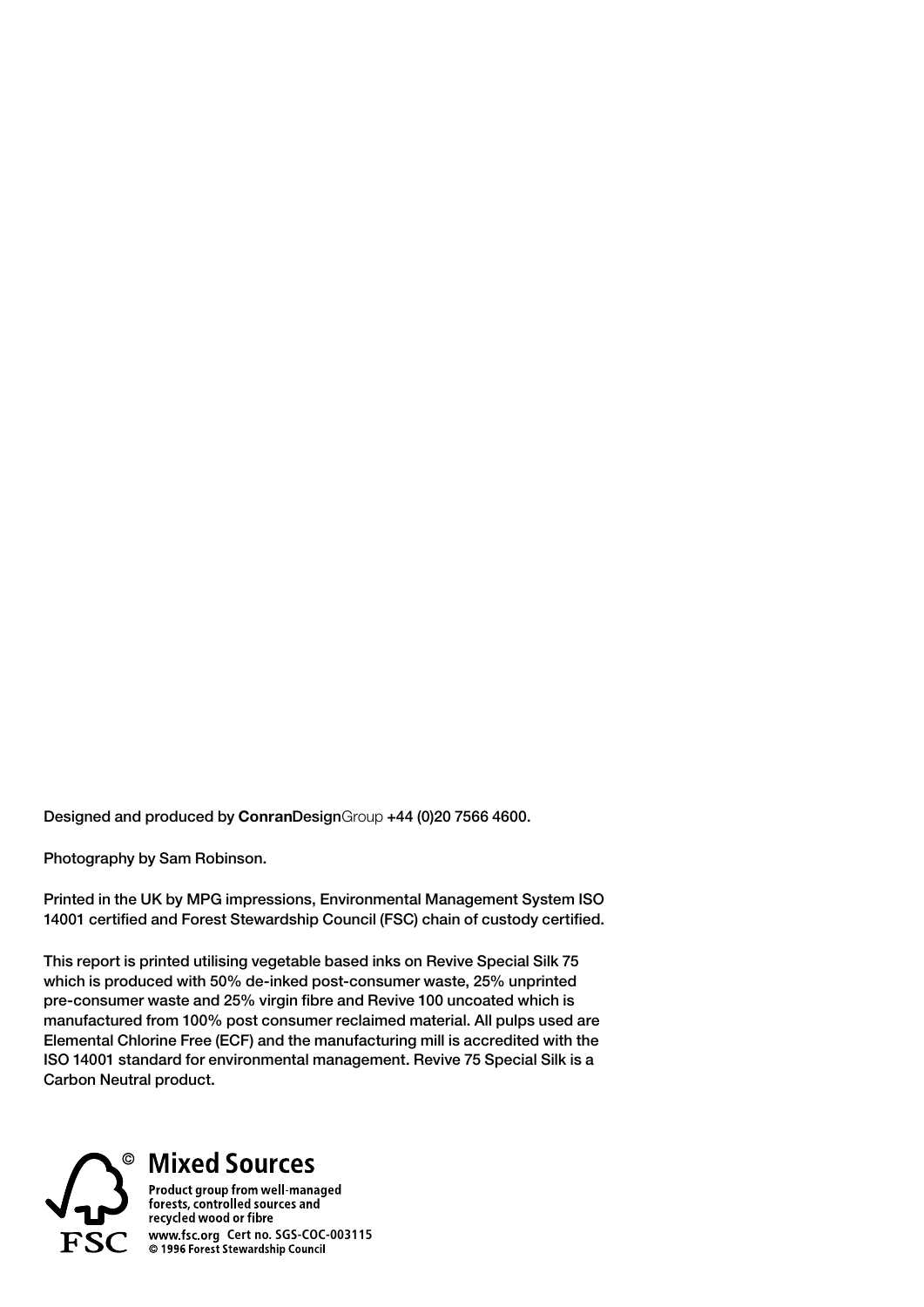Designed and produced by **Conran**DesignGroup +44 (0)20 7566 4600.

Photography by Sam Robinson.

Printed in the UK by MPG impressions, Environmental Management System ISO 14001 certified and Forest Stewardship Council (FSC) chain of custody certified.

This report is printed utilising vegetable based inks on Revive Special Silk 75 which is produced with 50% de-inked post-consumer waste, 25% unprinted pre-consumer waste and 25% virgin fibre and Revive 100 uncoated which is manufactured from 100% post consumer reclaimed material. All pulps used are Elemental Chlorine Free (ECF) and the manufacturing mill is accredited with the ISO 14001 standard for environmental management. Revive 75 Special Silk is a Carbon Neutral product.

FSC

**Mixed Sources**

**Product group from well-managed forests, controlled sources and recycled wood or fibre**

**www.fsc.org Cert no. SGS-COC-003115**

**© 1996 Forest Stewardship Council**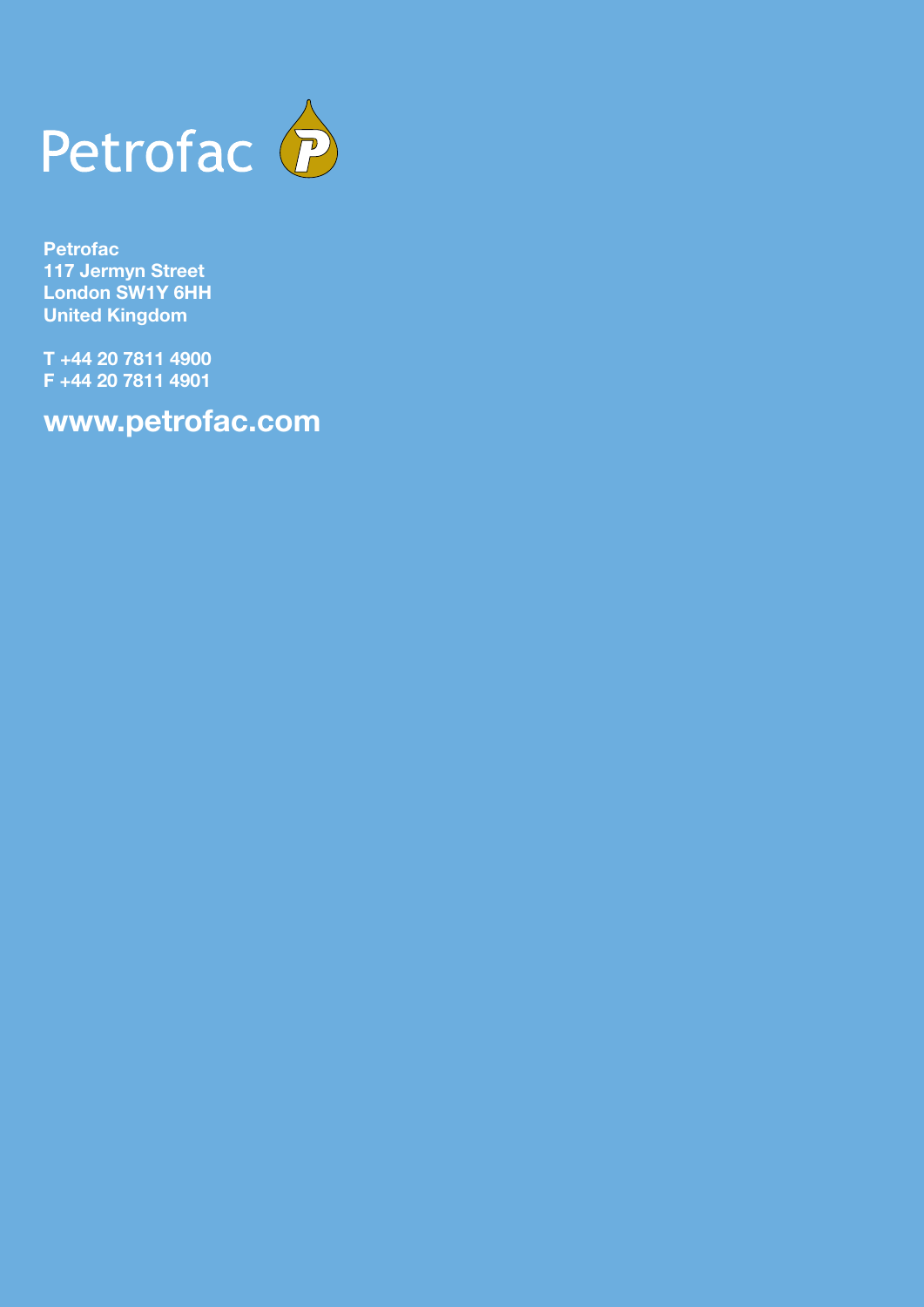Petrofac

**Petrofac**
**117 Jermyn Street**
**London SW1Y 6HH**
**United Kingdom**

**T +44 20 7811 4900**
**F +44 20 7811 4901**

**www.petrofac.com**